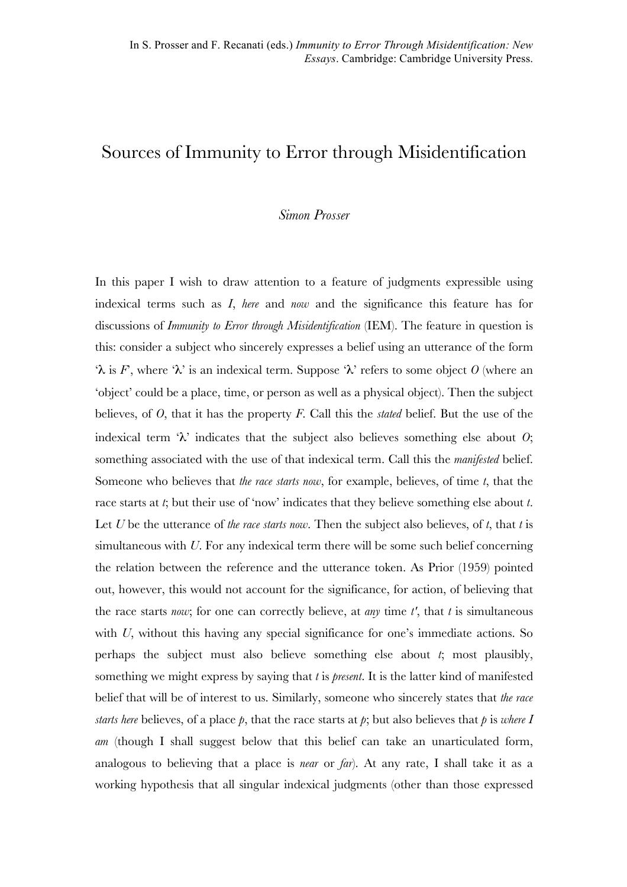In S. Prosser and F. Recanati (eds.) *Immunity to Error Through Misidentification: New Essays*. Cambridge: Cambridge University Press.

# Sources of Immunity to Error through Misidentification

*Simon Prosser*

In this paper I wish to draw attention to a feature of judgments expressible using indexical terms such as *I*, *here* and *now* and the significance this feature has for discussions of *Immunity to Error through Misidentification* (IEM). The feature in question is this: consider a subject who sincerely expresses a belief using an utterance of the form 'λ is *F*', where 'λ' is an indexical term. Suppose 'λ' refers to some object *O* (where an 'object' could be a place, time, or person as well as a physical object). Then the subject believes, of *O*, that it has the property *F*. Call this the *stated* belief. But the use of the indexical term 'λ' indicates that the subject also believes something else about *O*; something associated with the use of that indexical term. Call this the *manifested* belief. Someone who believes that *the race starts now*, for example, believes, of time *t*, that the race starts at *t*; but their use of 'now' indicates that they believe something else about *t*. Let *U* be the utterance of *the race starts now*. Then the subject also believes, of *t*, that *t* is simultaneous with *U*. For any indexical term there will be some such belief concerning the relation between the reference and the utterance token. As Prior (1959) pointed out, however, this would not account for the significance, for action, of believing that the race starts *now*; for one can correctly believe, at *any* time *t′*, that *t* is simultaneous with *U*, without this having any special significance for one's immediate actions. So perhaps the subject must also believe something else about *t*; most plausibly, something we might express by saying that *t* is *present*. It is the latter kind of manifested belief that will be of interest to us. Similarly, someone who sincerely states that *the race starts here* believes, of a place *p*, that the race starts at *p*; but also believes that *p* is *where I am* (though I shall suggest below that this belief can take an unarticulated form, analogous to believing that a place is *near* or *far*). At any rate, I shall take it as a working hypothesis that all singular indexical judgments (other than those expressed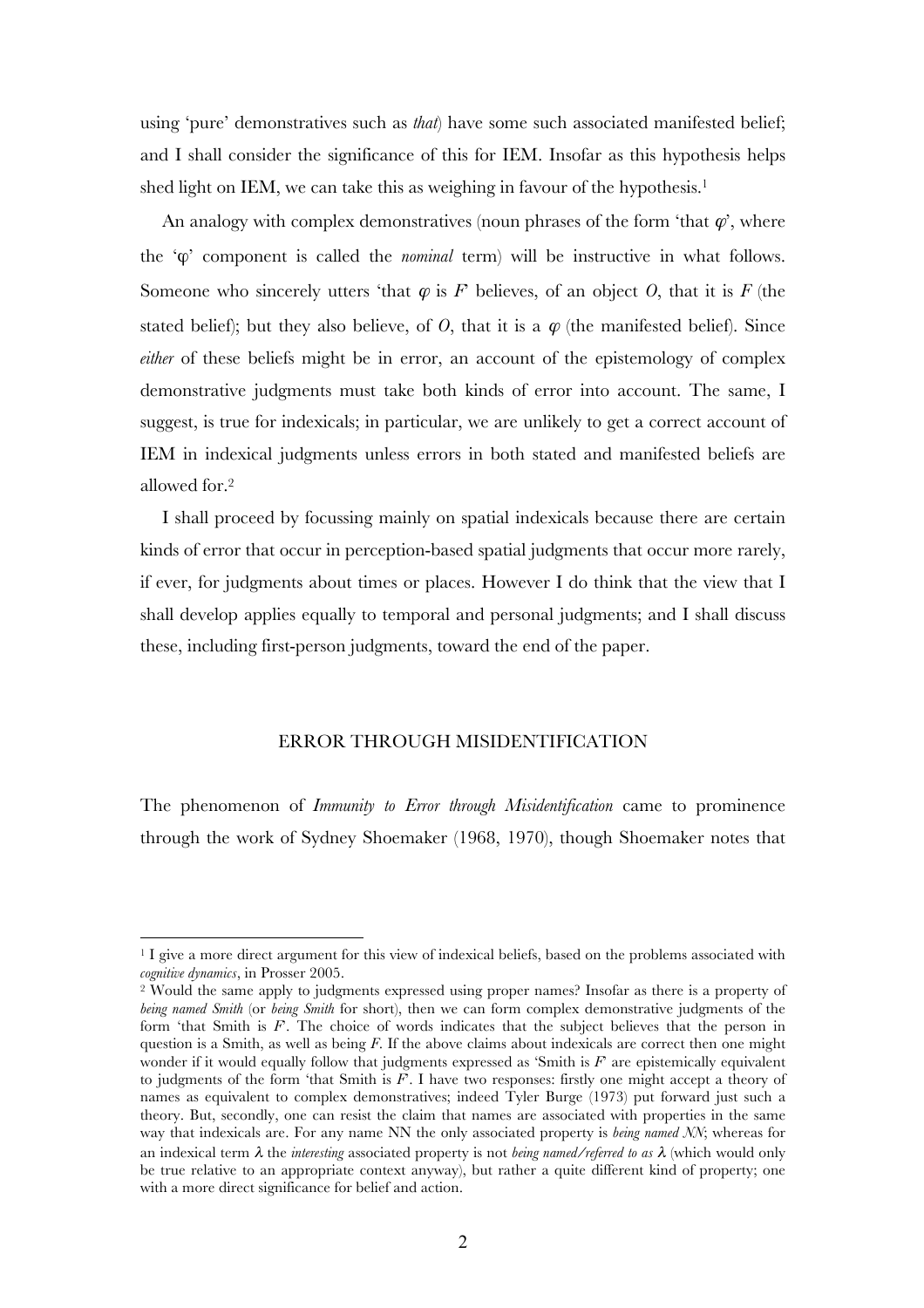using 'pure' demonstratives such as *that*) have some such associated manifested belief; and I shall consider the significance of this for IEM. Insofar as this hypothesis helps shed light on IEM, we can take this as weighing in favour of the hypothesis.[1]

An analogy with complex demonstratives (noun phrases of the form 'that $\varphi$', where the 'φ' component is called the *nominal* term) will be instructive in what follows. Someone who sincerely utters 'that $\varphi$ is $F$' believes, of an object $O$, that it is $F$ (the stated belief); but they also believe, of $O$, that it is a $\varphi$ (the manifested belief). Since *either* of these beliefs might be in error, an account of the epistemology of complex demonstrative judgments must take both kinds of error into account. The same, I suggest, is true for indexicals; in particular, we are unlikely to get a correct account of IEM in indexical judgments unless errors in both stated and manifested beliefs are allowed for.[2]

I shall proceed by focussing mainly on spatial indexicals because there are certain kinds of error that occur in perception-based spatial judgments that occur more rarely, if ever, for judgments about times or places. However I do think that the view that I shall develop applies equally to temporal and personal judgments; and I shall discuss these, including first-person judgments, toward the end of the paper.

## ERROR THROUGH MISIDENTIFICATION

The phenomenon of *Immunity to Error through Misidentification* came to prominence through the work of Sydney Shoemaker (1968, 1970), though Shoemaker notes that

---

[1] I give a more direct argument for this view of indexical beliefs, based on the problems associated with *cognitive dynamics*, in Prosser 2005.

[2] Would the same apply to judgments expressed using proper names? Insofar as there is a property of *being named Smith* (or *being Smith* for short), then we can form complex demonstrative judgments of the form 'that Smith is $F$'. The choice of words indicates that the subject believes that the person in question is a Smith, as well as being $F$. If the above claims about indexicals are correct then one might wonder if it would equally follow that judgments expressed as 'Smith is $F$' are epistemically equivalent to judgments of the form 'that Smith is $F$'. I have two responses: firstly one might accept a theory of names as equivalent to complex demonstratives; indeed Tyler Burge (1973) put forward just such a theory. But, secondly, one can resist the claim that names are associated with properties in the same way that indexicals are. For any name NN the only associated property is *being named NN*; whereas for an indexical term $\lambda$ the *interesting* associated property is not *being named/referred to as* $\lambda$ (which would only be true relative to an appropriate context anyway), but rather a quite different kind of property; one with a more direct significance for belief and action.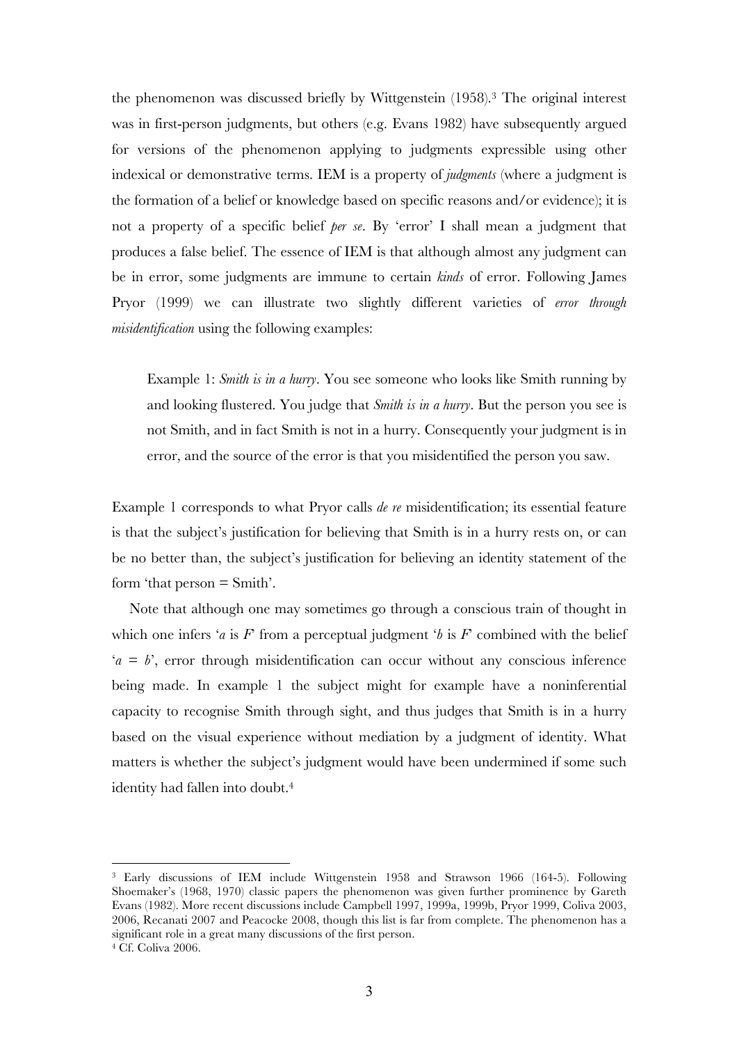the phenomenon was discussed briefly by Wittgenstein (1958).[3] The original interest was in first-person judgments, but others (e.g. Evans 1982) have subsequently argued for versions of the phenomenon applying to judgments expressible using other indexical or demonstrative terms. IEM is a property of *judgments* (where a judgment is the formation of a belief or knowledge based on specific reasons and/or evidence); it is not a property of a specific belief *per se*. By 'error' I shall mean a judgment that produces a false belief. The essence of IEM is that although almost any judgment can be in error, some judgments are immune to certain *kinds* of error. Following James Pryor (1999) we can illustrate two slightly different varieties of *error through misidentification* using the following examples:

> Example 1: *Smith is in a hurry*. You see someone who looks like Smith running by and looking flustered. You judge that *Smith is in a hurry*. But the person you see is not Smith, and in fact Smith is not in a hurry. Consequently your judgment is in error, and the source of the error is that you misidentified the person you saw.

Example 1 corresponds to what Pryor calls *de re* misidentification; its essential feature is that the subject's justification for believing that Smith is in a hurry rests on, or can be no better than, the subject's justification for believing an identity statement of the form 'that person = Smith'.

Note that although one may sometimes go through a conscious train of thought in which one infers '$a$ is $F$' from a perceptual judgment '$b$ is $F$' combined with the belief '$a = b$', error through misidentification can occur without any conscious inference being made. In example 1 the subject might for example have a noninferential capacity to recognise Smith through sight, and thus judges that Smith is in a hurry based on the visual experience without mediation by a judgment of identity. What matters is whether the subject's judgment would have been undermined if some such identity had fallen into doubt.[4]

---

[3] Early discussions of IEM include Wittgenstein 1958 and Strawson 1966 (164-5). Following Shoemaker's (1968, 1970) classic papers the phenomenon was given further prominence by Gareth Evans (1982). More recent discussions include Campbell 1997, 1999a, 1999b, Pryor 1999, Coliva 2003, 2006, Recanati 2007 and Peacocke 2008, though this list is far from complete. The phenomenon has a significant role in a great many discussions of the first person.

[4] Cf. Coliva 2006.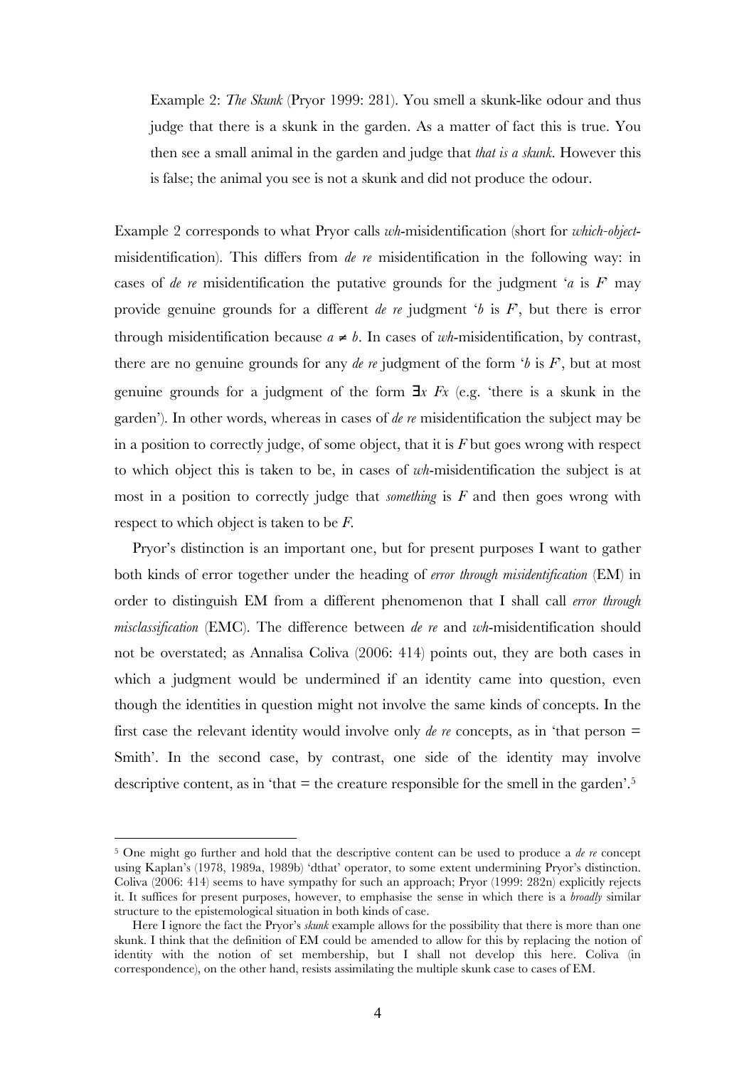Example 2: *The Skunk* (Pryor 1999: 281). You smell a skunk-like odour and thus judge that there is a skunk in the garden. As a matter of fact this is true. You then see a small animal in the garden and judge that *that is a skunk*. However this is false; the animal you see is not a skunk and did not produce the odour.

Example 2 corresponds to what Pryor calls *wh*-misidentification (short for *which-object*-misidentification). This differs from *de re* misidentification in the following way: in cases of *de re* misidentification the putative grounds for the judgment '*a* is *F*' may provide genuine grounds for a different *de re* judgment '*b* is *F*', but there is error through misidentification because $a \neq b$. In cases of *wh*-misidentification, by contrast, there are no genuine grounds for any *de re* judgment of the form '*b* is *F*', but at most genuine grounds for a judgment of the form $\exists x\ Fx$ (e.g. 'there is a skunk in the garden'). In other words, whereas in cases of *de re* misidentification the subject may be in a position to correctly judge, of some object, that it is *F* but goes wrong with respect to which object this is taken to be, in cases of *wh*-misidentification the subject is at most in a position to correctly judge that *something* is *F* and then goes wrong with respect to which object is taken to be *F*.

Pryor's distinction is an important one, but for present purposes I want to gather both kinds of error together under the heading of *error through misidentification* (EM) in order to distinguish EM from a different phenomenon that I shall call *error through misclassification* (EMC). The difference between *de re* and *wh*-misidentification should not be overstated; as Annalisa Coliva (2006: 414) points out, they are both cases in which a judgment would be undermined if an identity came into question, even though the identities in question might not involve the same kinds of concepts. In the first case the relevant identity would involve only *de re* concepts, as in 'that person = Smith'. In the second case, by contrast, one side of the identity may involve descriptive content, as in 'that = the creature responsible for the smell in the garden'.[5]

[5] One might go further and hold that the descriptive content can be used to produce a *de re* concept using Kaplan's (1978, 1989a, 1989b) 'dthat' operator, to some extent undermining Pryor's distinction. Coliva (2006: 414) seems to have sympathy for such an approach; Pryor (1999: 282n) explicitly rejects it. It suffices for present purposes, however, to emphasise the sense in which there is a *broadly* similar structure to the epistemological situation in both kinds of case.

Here I ignore the fact the Pryor's *skunk* example allows for the possibility that there is more than one skunk. I think that the definition of EM could be amended to allow for this by replacing the notion of identity with the notion of set membership, but I shall not develop this here. Coliva (in correspondence), on the other hand, resists assimilating the multiple skunk case to cases of EM.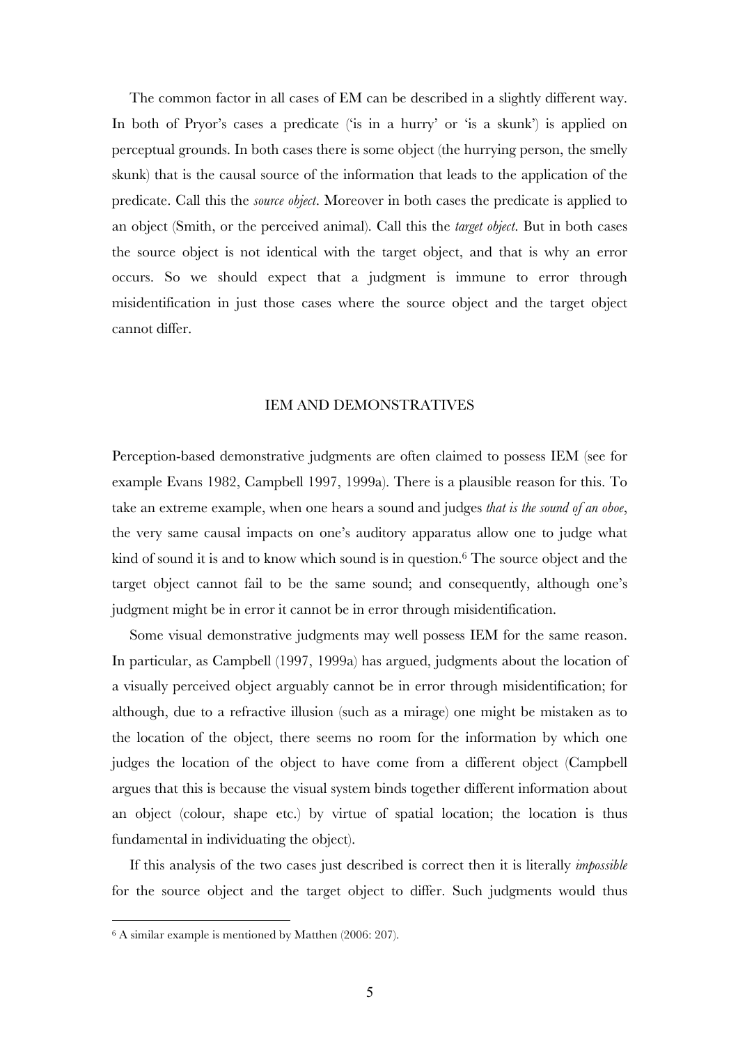The common factor in all cases of EM can be described in a slightly different way. In both of Pryor's cases a predicate ('is in a hurry' or 'is a skunk') is applied on perceptual grounds. In both cases there is some object (the hurrying person, the smelly skunk) that is the causal source of the information that leads to the application of the predicate. Call this the *source object*. Moreover in both cases the predicate is applied to an object (Smith, or the perceived animal). Call this the *target object*. But in both cases the source object is not identical with the target object, and that is why an error occurs. So we should expect that a judgment is immune to error through misidentification in just those cases where the source object and the target object cannot differ.

## IEM AND DEMONSTRATIVES

Perception-based demonstrative judgments are often claimed to possess IEM (see for example Evans 1982, Campbell 1997, 1999a). There is a plausible reason for this. To take an extreme example, when one hears a sound and judges *that is the sound of an oboe*, the very same causal impacts on one's auditory apparatus allow one to judge what kind of sound it is and to know which sound is in question.[6] The source object and the target object cannot fail to be the same sound; and consequently, although one's judgment might be in error it cannot be in error through misidentification.

Some visual demonstrative judgments may well possess IEM for the same reason. In particular, as Campbell (1997, 1999a) has argued, judgments about the location of a visually perceived object arguably cannot be in error through misidentification; for although, due to a refractive illusion (such as a mirage) one might be mistaken as to the location of the object, there seems no room for the information by which one judges the location of the object to have come from a different object (Campbell argues that this is because the visual system binds together different information about an object (colour, shape etc.) by virtue of spatial location; the location is thus fundamental in individuating the object).

If this analysis of the two cases just described is correct then it is literally *impossible* for the source object and the target object to differ. Such judgments would thus

[6] A similar example is mentioned by Matthen (2006: 207).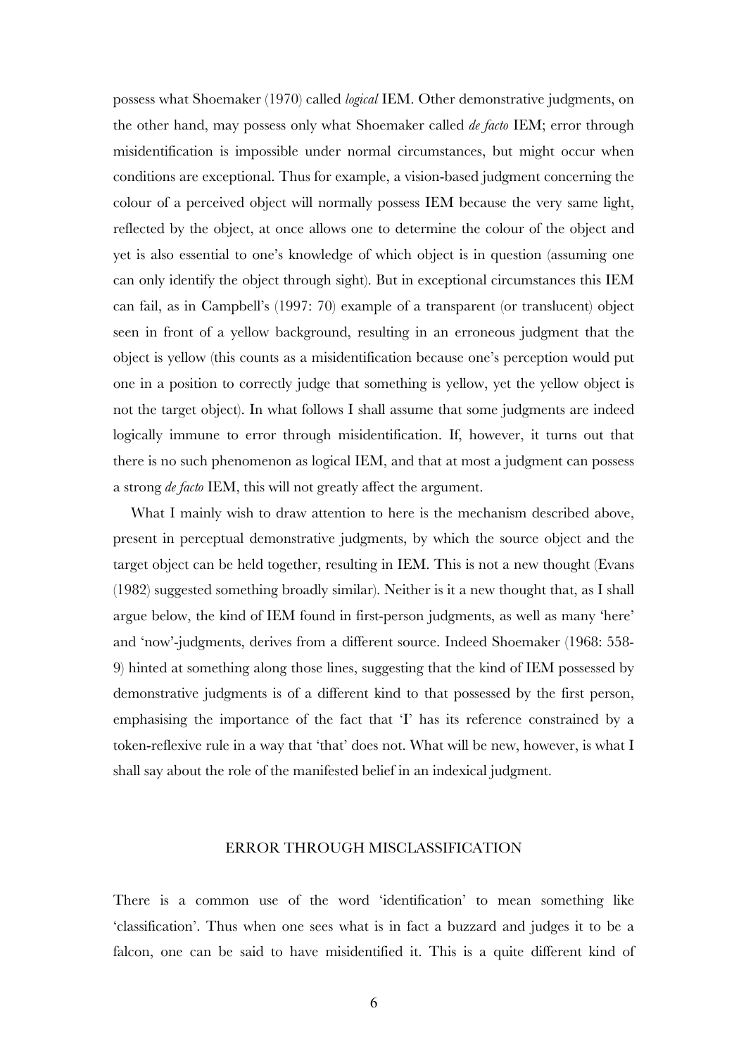possess what Shoemaker (1970) called *logical* IEM. Other demonstrative judgments, on the other hand, may possess only what Shoemaker called *de facto* IEM; error through misidentification is impossible under normal circumstances, but might occur when conditions are exceptional. Thus for example, a vision-based judgment concerning the colour of a perceived object will normally possess IEM because the very same light, reflected by the object, at once allows one to determine the colour of the object and yet is also essential to one's knowledge of which object is in question (assuming one can only identify the object through sight). But in exceptional circumstances this IEM can fail, as in Campbell's (1997: 70) example of a transparent (or translucent) object seen in front of a yellow background, resulting in an erroneous judgment that the object is yellow (this counts as a misidentification because one's perception would put one in a position to correctly judge that something is yellow, yet the yellow object is not the target object). In what follows I shall assume that some judgments are indeed logically immune to error through misidentification. If, however, it turns out that there is no such phenomenon as logical IEM, and that at most a judgment can possess a strong *de facto* IEM, this will not greatly affect the argument.

What I mainly wish to draw attention to here is the mechanism described above, present in perceptual demonstrative judgments, by which the source object and the target object can be held together, resulting in IEM. This is not a new thought (Evans (1982) suggested something broadly similar). Neither is it a new thought that, as I shall argue below, the kind of IEM found in first-person judgments, as well as many 'here' and 'now'-judgments, derives from a different source. Indeed Shoemaker (1968: 558-9) hinted at something along those lines, suggesting that the kind of IEM possessed by demonstrative judgments is of a different kind to that possessed by the first person, emphasising the importance of the fact that 'I' has its reference constrained by a token-reflexive rule in a way that 'that' does not. What will be new, however, is what I shall say about the role of the manifested belief in an indexical judgment.

## ERROR THROUGH MISCLASSIFICATION

There is a common use of the word 'identification' to mean something like 'classification'. Thus when one sees what is in fact a buzzard and judges it to be a falcon, one can be said to have misidentified it. This is a quite different kind of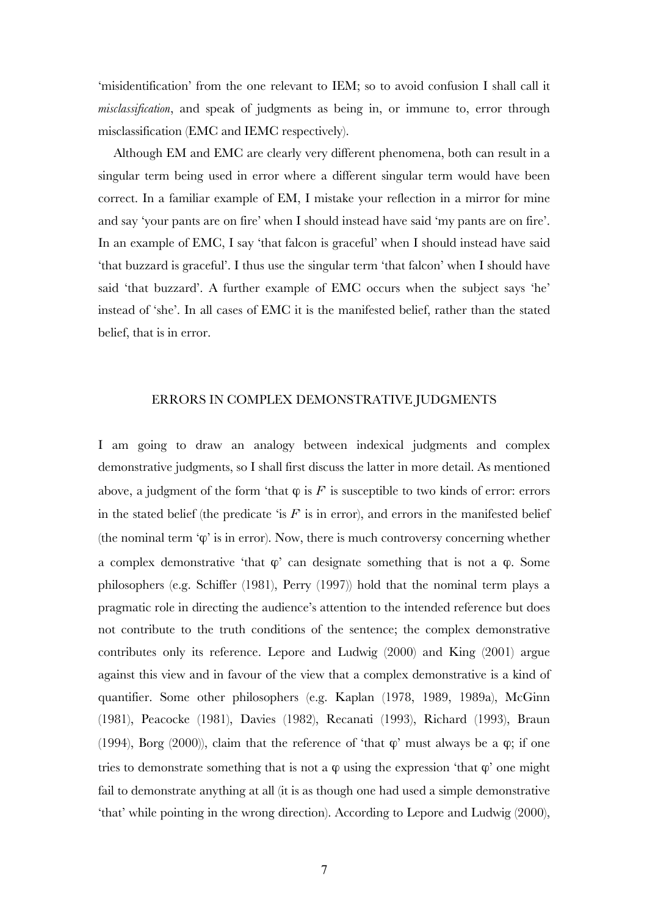'misidentification' from the one relevant to IEM; so to avoid confusion I shall call it *misclassification*, and speak of judgments as being in, or immune to, error through misclassification (EMC and IEMC respectively).

Although EM and EMC are clearly very different phenomena, both can result in a singular term being used in error where a different singular term would have been correct. In a familiar example of EM, I mistake your reflection in a mirror for mine and say 'your pants are on fire' when I should instead have said 'my pants are on fire'. In an example of EMC, I say 'that falcon is graceful' when I should instead have said 'that buzzard is graceful'. I thus use the singular term 'that falcon' when I should have said 'that buzzard'. A further example of EMC occurs when the subject says 'he' instead of 'she'. In all cases of EMC it is the manifested belief, rather than the stated belief, that is in error.

## ERRORS IN COMPLEX DEMONSTRATIVE JUDGMENTS

I am going to draw an analogy between indexical judgments and complex demonstrative judgments, so I shall first discuss the latter in more detail. As mentioned above, a judgment of the form 'that φ is *F*' is susceptible to two kinds of error: errors in the stated belief (the predicate 'is *F*' is in error), and errors in the manifested belief (the nominal term 'φ' is in error). Now, there is much controversy concerning whether a complex demonstrative 'that φ' can designate something that is not a φ. Some philosophers (e.g. Schiffer (1981), Perry (1997)) hold that the nominal term plays a pragmatic role in directing the audience's attention to the intended reference but does not contribute to the truth conditions of the sentence; the complex demonstrative contributes only its reference. Lepore and Ludwig (2000) and King (2001) argue against this view and in favour of the view that a complex demonstrative is a kind of quantifier. Some other philosophers (e.g. Kaplan (1978, 1989, 1989a), McGinn (1981), Peacocke (1981), Davies (1982), Recanati (1993), Richard (1993), Braun (1994), Borg (2000)), claim that the reference of 'that φ' must always be a φ; if one tries to demonstrate something that is not a φ using the expression 'that φ' one might fail to demonstrate anything at all (it is as though one had used a simple demonstrative 'that' while pointing in the wrong direction). According to Lepore and Ludwig (2000),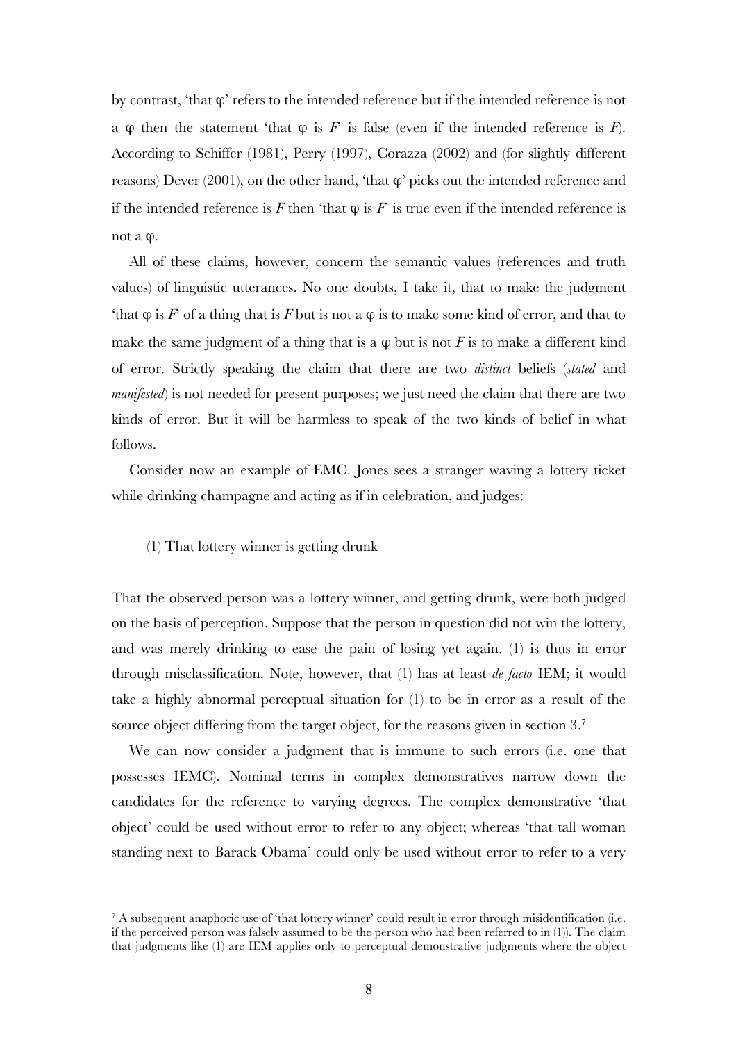by contrast, 'that φ' refers to the intended reference but if the intended reference is not a φ then the statement 'that φ is *F*' is false (even if the intended reference is *F*). According to Schiffer (1981), Perry (1997), Corazza (2002) and (for slightly different reasons) Dever (2001), on the other hand, 'that φ' picks out the intended reference and if the intended reference is *F* then 'that φ is *F*' is true even if the intended reference is not a φ.

All of these claims, however, concern the semantic values (references and truth values) of linguistic utterances. No one doubts, I take it, that to make the judgment 'that φ is *F*' of a thing that is *F* but is not a φ is to make some kind of error, and that to make the same judgment of a thing that is a φ but is not *F* is to make a different kind of error. Strictly speaking the claim that there are two *distinct* beliefs (*stated* and *manifested*) is not needed for present purposes; we just need the claim that there are two kinds of error. But it will be harmless to speak of the two kinds of belief in what follows.

Consider now an example of EMC. Jones sees a stranger waving a lottery ticket while drinking champagne and acting as if in celebration, and judges:

(1) That lottery winner is getting drunk

That the observed person was a lottery winner, and getting drunk, were both judged on the basis of perception. Suppose that the person in question did not win the lottery, and was merely drinking to ease the pain of losing yet again. (1) is thus in error through misclassification. Note, however, that (1) has at least *de facto* IEM; it would take a highly abnormal perceptual situation for (1) to be in error as a result of the source object differing from the target object, for the reasons given in section 3.[7]

We can now consider a judgment that is immune to such errors (i.e. one that possesses IEMC). Nominal terms in complex demonstratives narrow down the candidates for the reference to varying degrees. The complex demonstrative 'that object' could be used without error to refer to any object; whereas 'that tall woman standing next to Barack Obama' could only be used without error to refer to a very

[7] A subsequent anaphoric use of 'that lottery winner' could result in error through misidentification (i.e. if the perceived person was falsely assumed to be the person who had been referred to in (1)). The claim that judgments like (1) are IEM applies only to perceptual demonstrative judgments where the object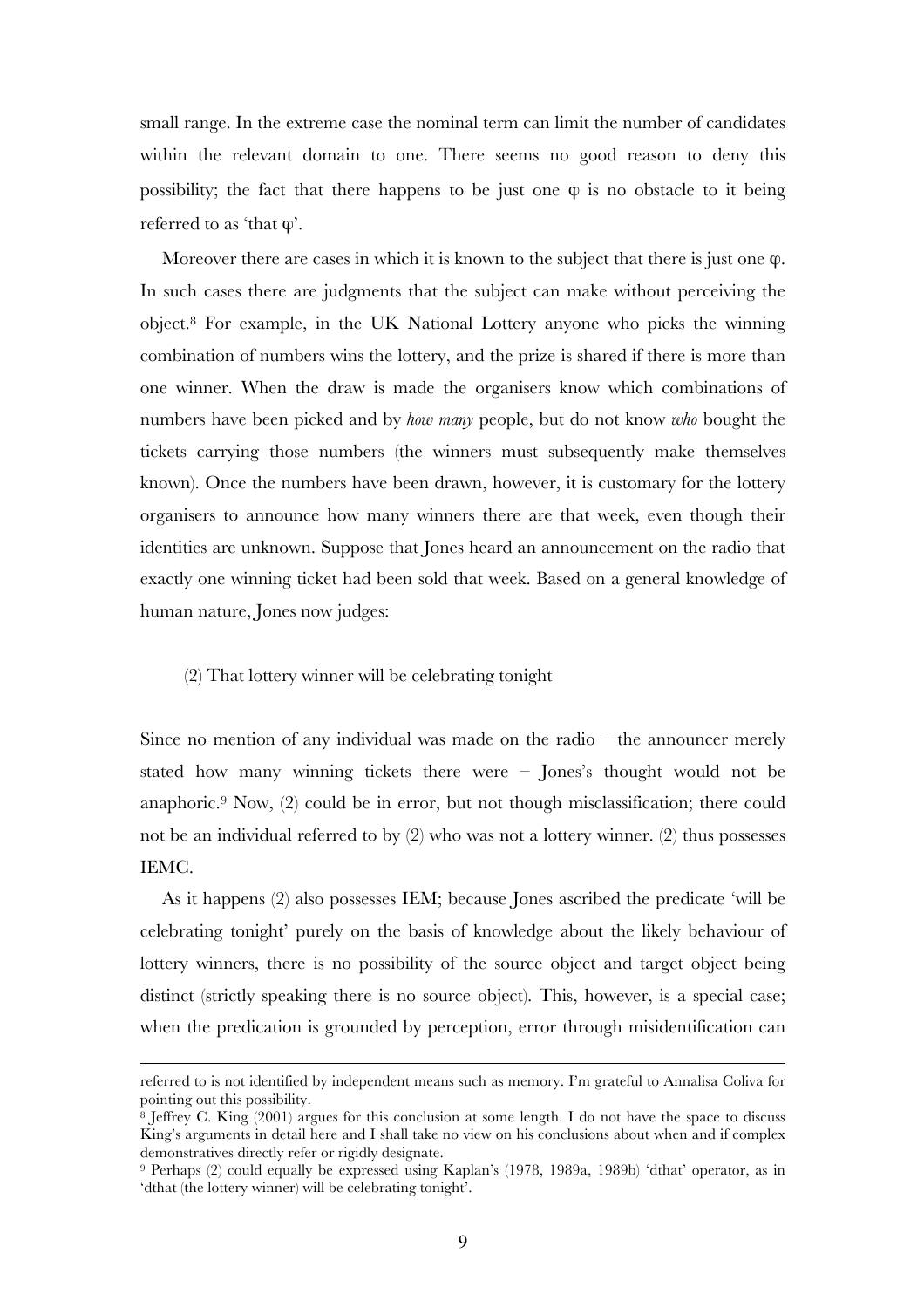small range. In the extreme case the nominal term can limit the number of candidates within the relevant domain to one. There seems no good reason to deny this possibility; the fact that there happens to be just one φ is no obstacle to it being referred to as 'that φ'.

Moreover there are cases in which it is known to the subject that there is just one φ. In such cases there are judgments that the subject can make without perceiving the object.[8] For example, in the UK National Lottery anyone who picks the winning combination of numbers wins the lottery, and the prize is shared if there is more than one winner. When the draw is made the organisers know which combinations of numbers have been picked and by *how many* people, but do not know *who* bought the tickets carrying those numbers (the winners must subsequently make themselves known). Once the numbers have been drawn, however, it is customary for the lottery organisers to announce how many winners there are that week, even though their identities are unknown. Suppose that Jones heard an announcement on the radio that exactly one winning ticket had been sold that week. Based on a general knowledge of human nature, Jones now judges:

(2) That lottery winner will be celebrating tonight

Since no mention of any individual was made on the radio – the announcer merely stated how many winning tickets there were – Jones's thought would not be anaphoric.[9] Now, (2) could be in error, but not though misclassification; there could not be an individual referred to by (2) who was not a lottery winner. (2) thus possesses IEMC.

As it happens (2) also possesses IEM; because Jones ascribed the predicate 'will be celebrating tonight' purely on the basis of knowledge about the likely behaviour of lottery winners, there is no possibility of the source object and target object being distinct (strictly speaking there is no source object). This, however, is a special case; when the predication is grounded by perception, error through misidentification can

---

referred to is not identified by independent means such as memory. I'm grateful to Annalisa Coliva for pointing out this possibility.

[8] Jeffrey C. King (2001) argues for this conclusion at some length. I do not have the space to discuss King's arguments in detail here and I shall take no view on his conclusions about when and if complex demonstratives directly refer or rigidly designate.

[9] Perhaps (2) could equally be expressed using Kaplan's (1978, 1989a, 1989b) 'dthat' operator, as in 'dthat (the lottery winner) will be celebrating tonight'.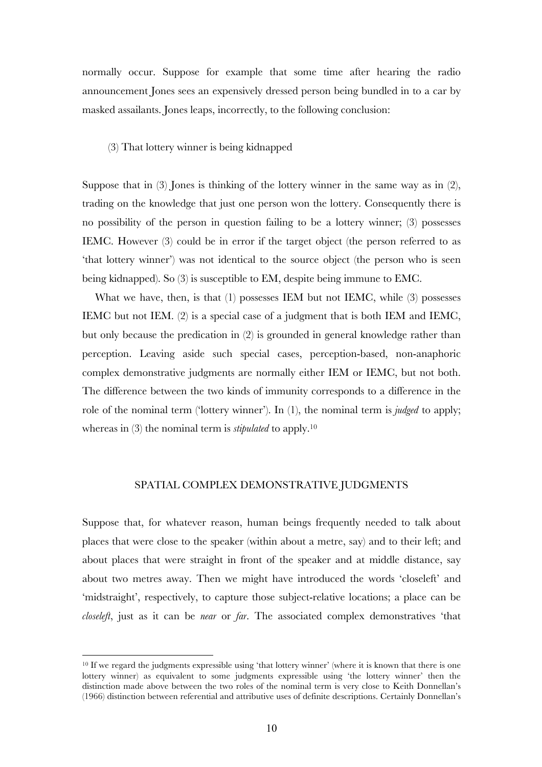normally occur. Suppose for example that some time after hearing the radio announcement Jones sees an expensively dressed person being bundled in to a car by masked assailants. Jones leaps, incorrectly, to the following conclusion:

(3) That lottery winner is being kidnapped

Suppose that in (3) Jones is thinking of the lottery winner in the same way as in (2), trading on the knowledge that just one person won the lottery. Consequently there is no possibility of the person in question failing to be a lottery winner; (3) possesses IEMC. However (3) could be in error if the target object (the person referred to as 'that lottery winner') was not identical to the source object (the person who is seen being kidnapped). So (3) is susceptible to EM, despite being immune to EMC.

What we have, then, is that (1) possesses IEM but not IEMC, while (3) possesses IEMC but not IEM. (2) is a special case of a judgment that is both IEM and IEMC, but only because the predication in (2) is grounded in general knowledge rather than perception. Leaving aside such special cases, perception-based, non-anaphoric complex demonstrative judgments are normally either IEM or IEMC, but not both. The difference between the two kinds of immunity corresponds to a difference in the role of the nominal term ('lottery winner'). In (1), the nominal term is *judged* to apply; whereas in (3) the nominal term is *stipulated* to apply.[10]

## SPATIAL COMPLEX DEMONSTRATIVE JUDGMENTS

Suppose that, for whatever reason, human beings frequently needed to talk about places that were close to the speaker (within about a metre, say) and to their left; and about places that were straight in front of the speaker and at middle distance, say about two metres away. Then we might have introduced the words 'closeleft' and 'midstraight', respectively, to capture those subject-relative locations; a place can be *closeleft*, just as it can be *near* or *far*. The associated complex demonstratives 'that

[10] If we regard the judgments expressible using 'that lottery winner' (where it is known that there is one lottery winner) as equivalent to some judgments expressible using 'the lottery winner' then the distinction made above between the two roles of the nominal term is very close to Keith Donnellan's (1966) distinction between referential and attributive uses of definite descriptions. Certainly Donnellan's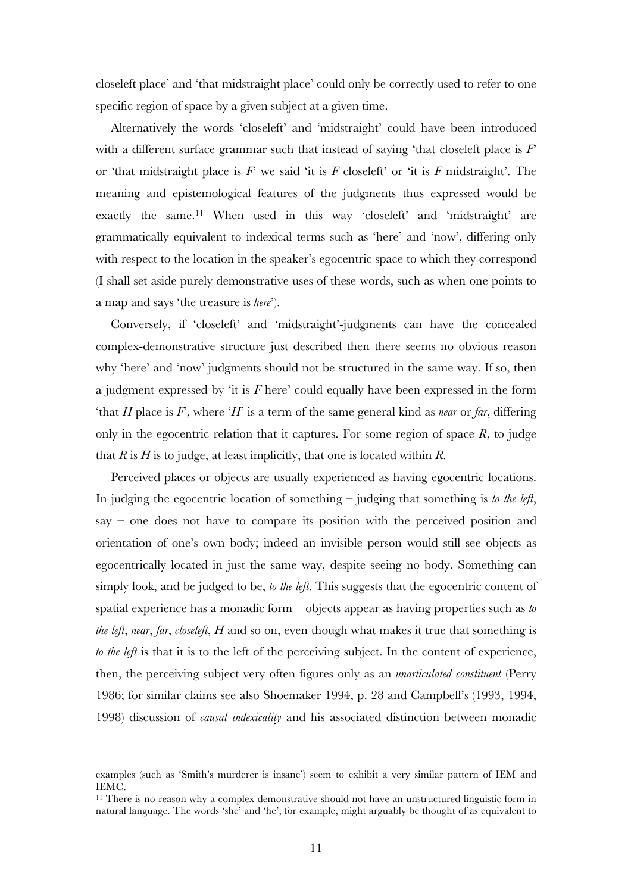closeleft place' and 'that midstraight place' could only be correctly used to refer to one specific region of space by a given subject at a given time.

Alternatively the words 'closeleft' and 'midstraight' could have been introduced with a different surface grammar such that instead of saying 'that closeleft place is *F*' or 'that midstraight place is *F*' we said 'it is *F* closeleft' or 'it is *F* midstraight'. The meaning and epistemological features of the judgments thus expressed would be exactly the same.[11] When used in this way 'closeleft' and 'midstraight' are grammatically equivalent to indexical terms such as 'here' and 'now', differing only with respect to the location in the speaker's egocentric space to which they correspond (I shall set aside purely demonstrative uses of these words, such as when one points to a map and says 'the treasure is *here*').

Conversely, if 'closeleft' and 'midstraight'-judgments can have the concealed complex-demonstrative structure just described then there seems no obvious reason why 'here' and 'now' judgments should not be structured in the same way. If so, then a judgment expressed by 'it is *F* here' could equally have been expressed in the form 'that *H* place is *F*', where '*H*' is a term of the same general kind as *near* or *far*, differing only in the egocentric relation that it captures. For some region of space *R*, to judge that *R* is *H* is to judge, at least implicitly, that one is located within *R*.

Perceived places or objects are usually experienced as having egocentric locations. In judging the egocentric location of something – judging that something is *to the left*, say – one does not have to compare its position with the perceived position and orientation of one's own body; indeed an invisible person would still see objects as egocentrically located in just the same way, despite seeing no body. Something can simply look, and be judged to be, *to the left*. This suggests that the egocentric content of spatial experience has a monadic form – objects appear as having properties such as *to the left*, *near*, *far*, *closeleft*, *H* and so on, even though what makes it true that something is *to the left* is that it is to the left of the perceiving subject. In the content of experience, then, the perceiving subject very often figures only as an *unarticulated constituent* (Perry 1986; for similar claims see also Shoemaker 1994, p. 28 and Campbell's (1993, 1994, 1998) discussion of *causal indexicality* and his associated distinction between monadic

---

examples (such as 'Smith's murderer is insane') seem to exhibit a very similar pattern of IEM and IEMC.

[11] There is no reason why a complex demonstrative should not have an unstructured linguistic form in natural language. The words 'she' and 'he', for example, might arguably be thought of as equivalent to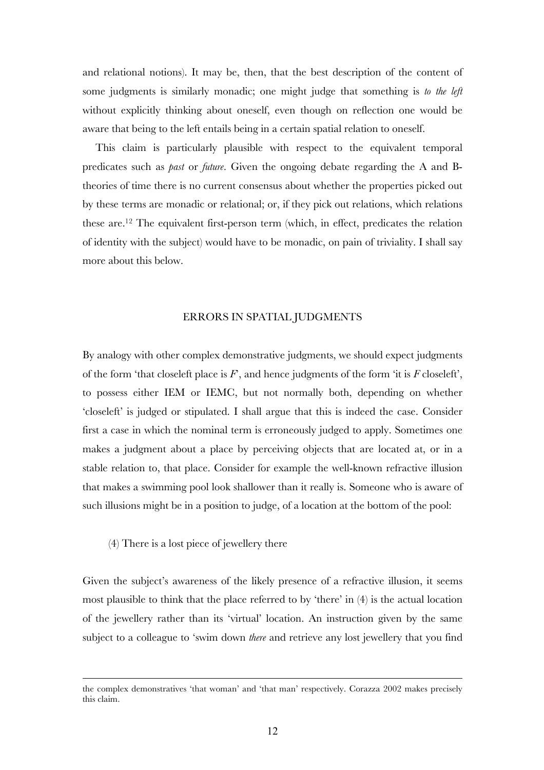and relational notions). It may be, then, that the best description of the content of some judgments is similarly monadic; one might judge that something is *to the left* without explicitly thinking about oneself, even though on reflection one would be aware that being to the left entails being in a certain spatial relation to oneself.

This claim is particularly plausible with respect to the equivalent temporal predicates such as *past* or *future*. Given the ongoing debate regarding the A and B-theories of time there is no current consensus about whether the properties picked out by these terms are monadic or relational; or, if they pick out relations, which relations these are.[12] The equivalent first-person term (which, in effect, predicates the relation of identity with the subject) would have to be monadic, on pain of triviality. I shall say more about this below.

## ERRORS IN SPATIAL JUDGMENTS

By analogy with other complex demonstrative judgments, we should expect judgments of the form 'that closeleft place is *F*', and hence judgments of the form 'it is *F* closeleft', to possess either IEM or IEMC, but not normally both, depending on whether 'closeleft' is judged or stipulated. I shall argue that this is indeed the case. Consider first a case in which the nominal term is erroneously judged to apply. Sometimes one makes a judgment about a place by perceiving objects that are located at, or in a stable relation to, that place. Consider for example the well-known refractive illusion that makes a swimming pool look shallower than it really is. Someone who is aware of such illusions might be in a position to judge, of a location at the bottom of the pool:

(4) There is a lost piece of jewellery there

Given the subject's awareness of the likely presence of a refractive illusion, it seems most plausible to think that the place referred to by 'there' in (4) is the actual location of the jewellery rather than its 'virtual' location. An instruction given by the same subject to a colleague to 'swim down *there* and retrieve any lost jewellery that you find

---

the complex demonstratives 'that woman' and 'that man' respectively. Corazza 2002 makes precisely this claim.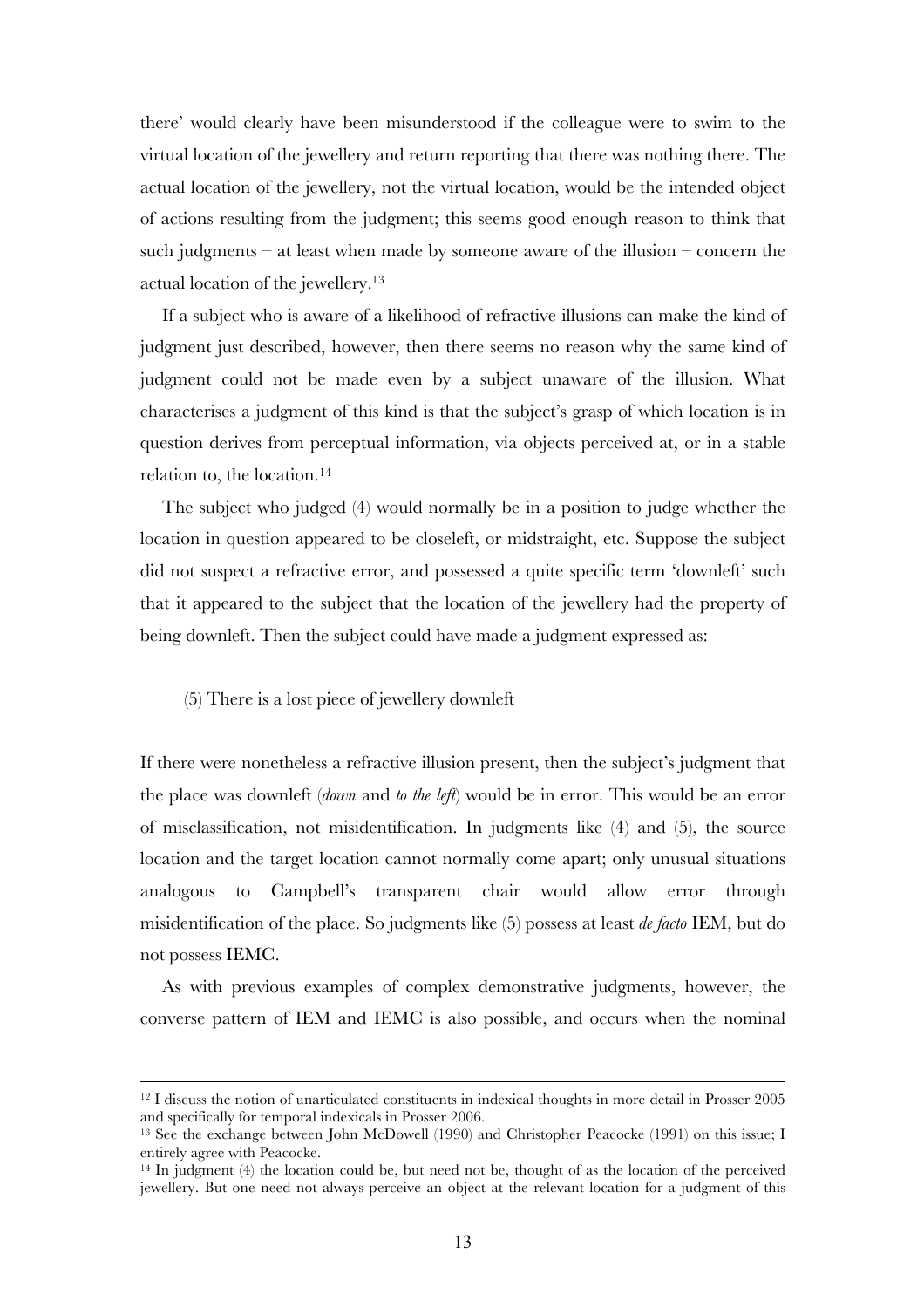there' would clearly have been misunderstood if the colleague were to swim to the virtual location of the jewellery and return reporting that there was nothing there. The actual location of the jewellery, not the virtual location, would be the intended object of actions resulting from the judgment; this seems good enough reason to think that such judgments – at least when made by someone aware of the illusion – concern the actual location of the jewellery.[13]

If a subject who is aware of a likelihood of refractive illusions can make the kind of judgment just described, however, then there seems no reason why the same kind of judgment could not be made even by a subject unaware of the illusion. What characterises a judgment of this kind is that the subject's grasp of which location is in question derives from perceptual information, via objects perceived at, or in a stable relation to, the location.[14]

The subject who judged (4) would normally be in a position to judge whether the location in question appeared to be closeleft, or midstraight, etc. Suppose the subject did not suspect a refractive error, and possessed a quite specific term 'downleft' such that it appeared to the subject that the location of the jewellery had the property of being downleft. Then the subject could have made a judgment expressed as:

(5) There is a lost piece of jewellery downleft

If there were nonetheless a refractive illusion present, then the subject's judgment that the place was downleft (*down* and *to the left*) would be in error. This would be an error of misclassification, not misidentification. In judgments like (4) and (5), the source location and the target location cannot normally come apart; only unusual situations analogous to Campbell's transparent chair would allow error through misidentification of the place. So judgments like (5) possess at least *de facto* IEM, but do not possess IEMC.

As with previous examples of complex demonstrative judgments, however, the converse pattern of IEM and IEMC is also possible, and occurs when the nominal

---

[12] I discuss the notion of unarticulated constituents in indexical thoughts in more detail in Prosser 2005 and specifically for temporal indexicals in Prosser 2006.

[13] See the exchange between John McDowell (1990) and Christopher Peacocke (1991) on this issue; I entirely agree with Peacocke.

[14] In judgment (4) the location could be, but need not be, thought of as the location of the perceived jewellery. But one need not always perceive an object at the relevant location for a judgment of this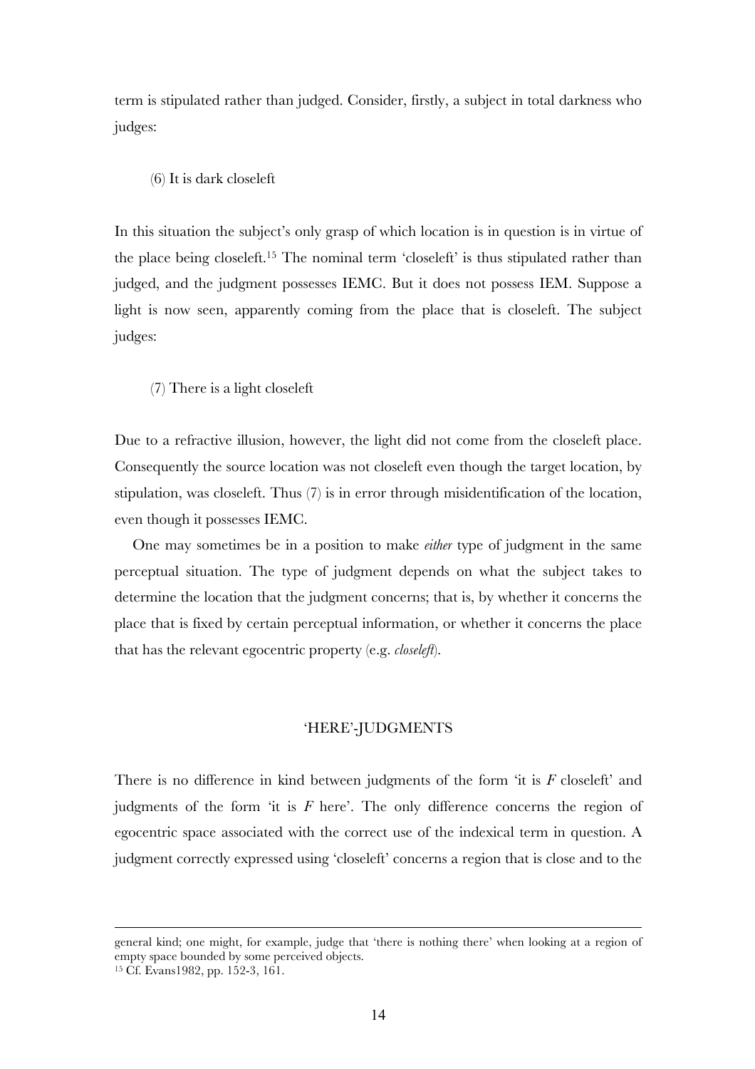term is stipulated rather than judged. Consider, firstly, a subject in total darkness who judges:

(6) It is dark closeleft

In this situation the subject's only grasp of which location is in question is in virtue of the place being closeleft.[15] The nominal term 'closeleft' is thus stipulated rather than judged, and the judgment possesses IEMC. But it does not possess IEM. Suppose a light is now seen, apparently coming from the place that is closeleft. The subject judges:

(7) There is a light closeleft

Due to a refractive illusion, however, the light did not come from the closeleft place. Consequently the source location was not closeleft even though the target location, by stipulation, was closeleft. Thus (7) is in error through misidentification of the location, even though it possesses IEMC.

One may sometimes be in a position to make *either* type of judgment in the same perceptual situation. The type of judgment depends on what the subject takes to determine the location that the judgment concerns; that is, by whether it concerns the place that is fixed by certain perceptual information, or whether it concerns the place that has the relevant egocentric property (e.g. *closeleft*).

## 'HERE'-JUDGMENTS

There is no difference in kind between judgments of the form 'it is *F* closeleft' and judgments of the form 'it is *F* here'. The only difference concerns the region of egocentric space associated with the correct use of the indexical term in question. A judgment correctly expressed using 'closeleft' concerns a region that is close and to the

---

general kind; one might, for example, judge that 'there is nothing there' when looking at a region of empty space bounded by some perceived objects.

[15] Cf. Evans1982, pp. 152-3, 161.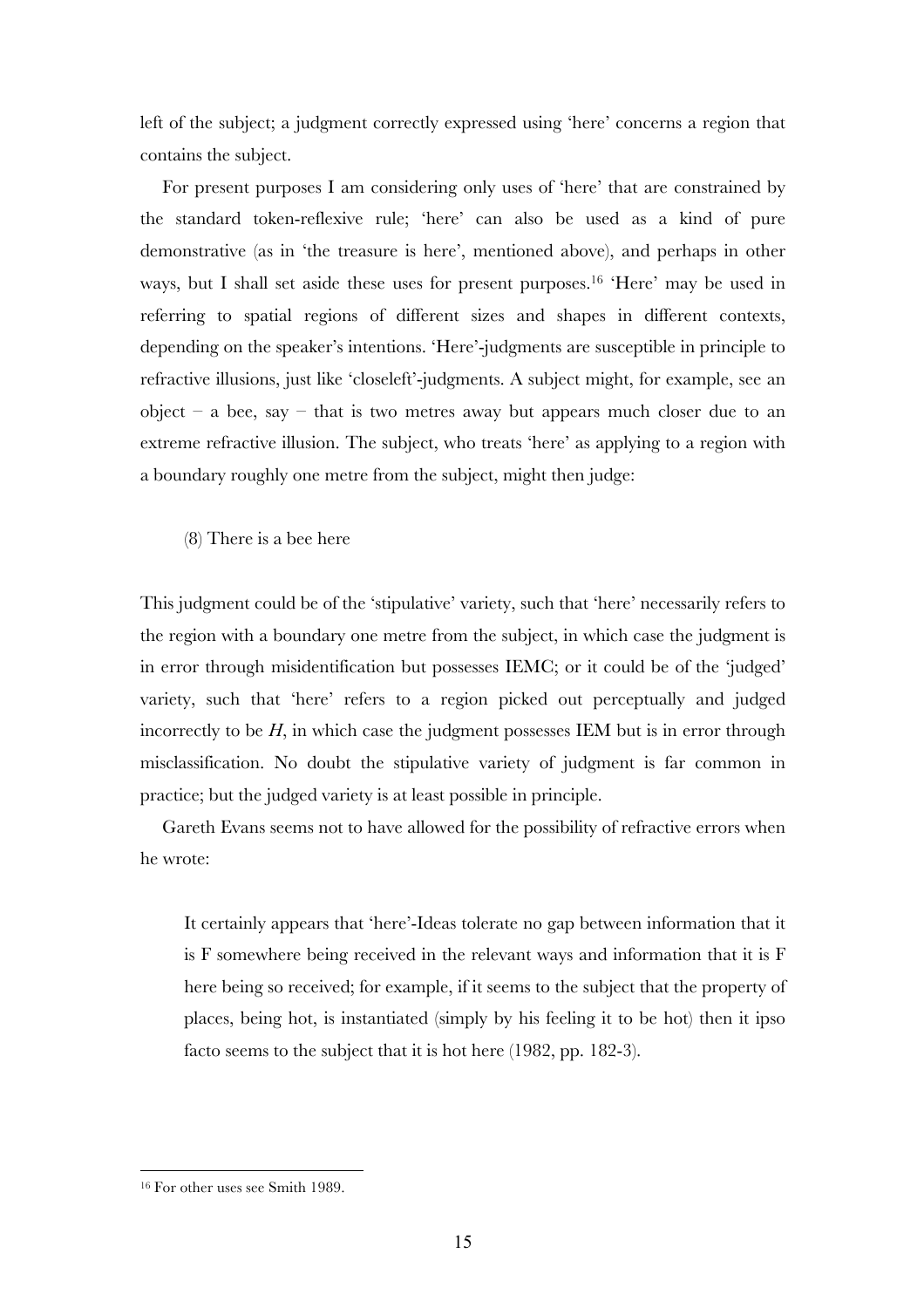left of the subject; a judgment correctly expressed using 'here' concerns a region that contains the subject.

For present purposes I am considering only uses of 'here' that are constrained by the standard token-reflexive rule; 'here' can also be used as a kind of pure demonstrative (as in 'the treasure is here', mentioned above), and perhaps in other ways, but I shall set aside these uses for present purposes.[16] 'Here' may be used in referring to spatial regions of different sizes and shapes in different contexts, depending on the speaker's intentions. 'Here'-judgments are susceptible in principle to refractive illusions, just like 'closeleft'-judgments. A subject might, for example, see an object – a bee, say – that is two metres away but appears much closer due to an extreme refractive illusion. The subject, who treats 'here' as applying to a region with a boundary roughly one metre from the subject, might then judge:

(8) There is a bee here

This judgment could be of the 'stipulative' variety, such that 'here' necessarily refers to the region with a boundary one metre from the subject, in which case the judgment is in error through misidentification but possesses IEMC; or it could be of the 'judged' variety, such that 'here' refers to a region picked out perceptually and judged incorrectly to be *H*, in which case the judgment possesses IEM but is in error through misclassification. No doubt the stipulative variety of judgment is far common in practice; but the judged variety is at least possible in principle.

Gareth Evans seems not to have allowed for the possibility of refractive errors when he wrote:

> It certainly appears that 'here'-Ideas tolerate no gap between information that it is F somewhere being received in the relevant ways and information that it is F here being so received; for example, if it seems to the subject that the property of places, being hot, is instantiated (simply by his feeling it to be hot) then it ipso facto seems to the subject that it is hot here (1982, pp. 182-3).

[16] For other uses see Smith 1989.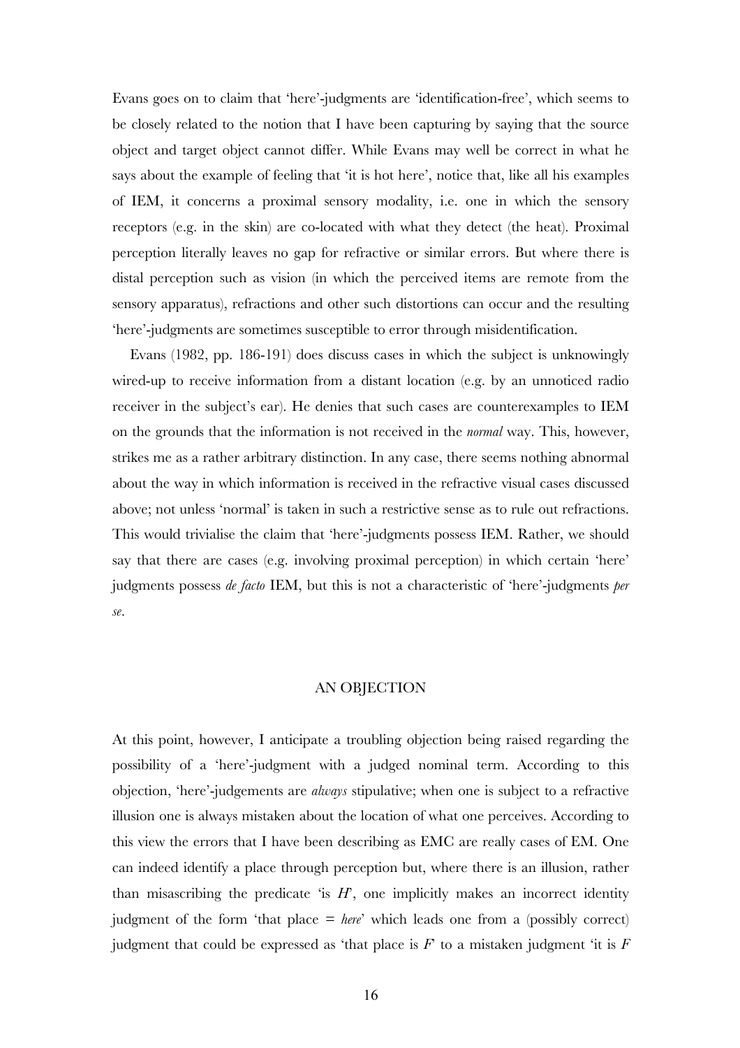Evans goes on to claim that 'here'-judgments are 'identification-free', which seems to be closely related to the notion that I have been capturing by saying that the source object and target object cannot differ. While Evans may well be correct in what he says about the example of feeling that 'it is hot here', notice that, like all his examples of IEM, it concerns a proximal sensory modality, i.e. one in which the sensory receptors (e.g. in the skin) are co-located with what they detect (the heat). Proximal perception literally leaves no gap for refractive or similar errors. But where there is distal perception such as vision (in which the perceived items are remote from the sensory apparatus), refractions and other such distortions can occur and the resulting 'here'-judgments are sometimes susceptible to error through misidentification.

Evans (1982, pp. 186-191) does discuss cases in which the subject is unknowingly wired-up to receive information from a distant location (e.g. by an unnoticed radio receiver in the subject's ear). He denies that such cases are counterexamples to IEM on the grounds that the information is not received in the *normal* way. This, however, strikes me as a rather arbitrary distinction. In any case, there seems nothing abnormal about the way in which information is received in the refractive visual cases discussed above; not unless 'normal' is taken in such a restrictive sense as to rule out refractions. This would trivialise the claim that 'here'-judgments possess IEM. Rather, we should say that there are cases (e.g. involving proximal perception) in which certain 'here' judgments possess *de facto* IEM, but this is not a characteristic of 'here'-judgments *per se*.

## AN OBJECTION

At this point, however, I anticipate a troubling objection being raised regarding the possibility of a 'here'-judgment with a judged nominal term. According to this objection, 'here'-judgements are *always* stipulative; when one is subject to a refractive illusion one is always mistaken about the location of what one perceives. According to this view the errors that I have been describing as EMC are really cases of EM. One can indeed identify a place through perception but, where there is an illusion, rather than misascribing the predicate 'is *H*', one implicitly makes an incorrect identity judgment of the form 'that place = *here*' which leads one from a (possibly correct) judgment that could be expressed as 'that place is *F*' to a mistaken judgment 'it is *F*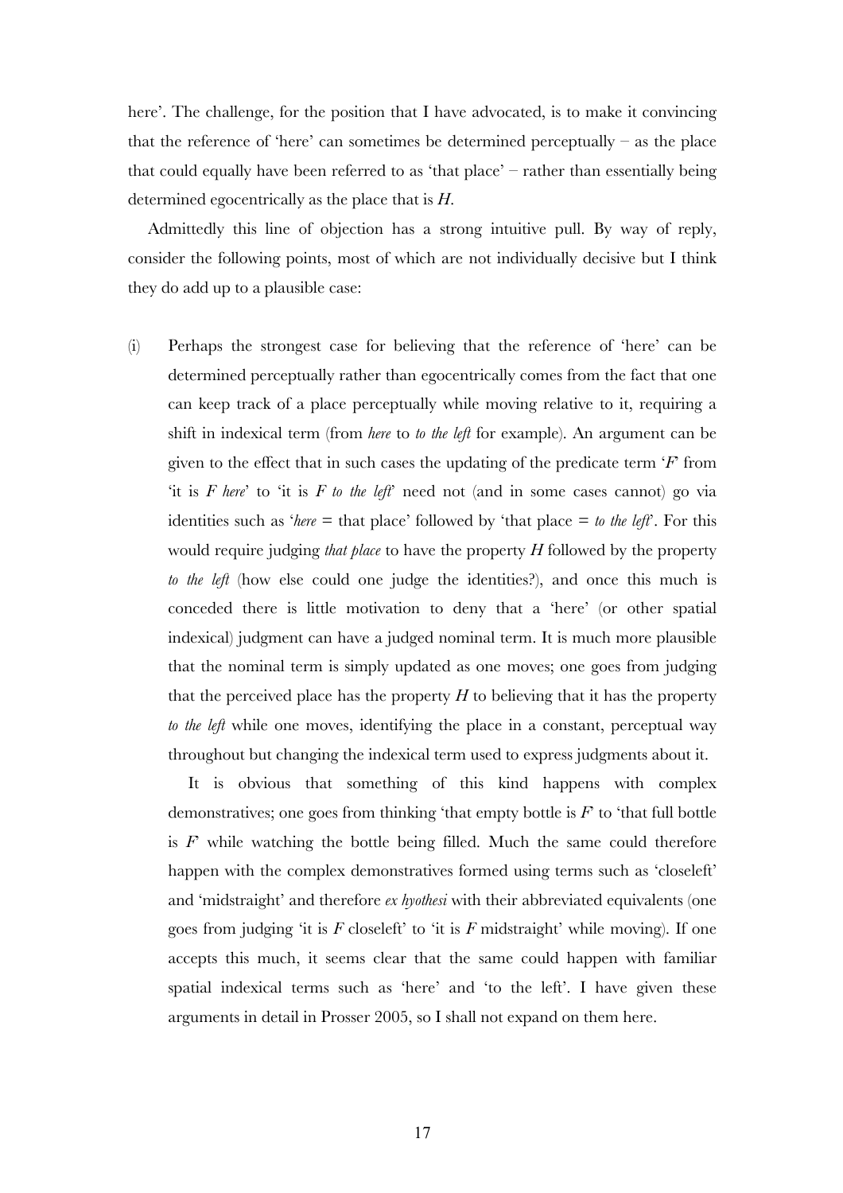here'. The challenge, for the position that I have advocated, is to make it convincing that the reference of 'here' can sometimes be determined perceptually – as the place that could equally have been referred to as 'that place' – rather than essentially being determined egocentrically as the place that is *H*.

Admittedly this line of objection has a strong intuitive pull. By way of reply, consider the following points, most of which are not individually decisive but I think they do add up to a plausible case:

(i) Perhaps the strongest case for believing that the reference of 'here' can be determined perceptually rather than egocentrically comes from the fact that one can keep track of a place perceptually while moving relative to it, requiring a shift in indexical term (from *here* to *to the left* for example). An argument can be given to the effect that in such cases the updating of the predicate term '*F*' from 'it is *F here*' to 'it is *F to the left*' need not (and in some cases cannot) go via identities such as '*here* = that place' followed by 'that place = *to the left*'. For this would require judging *that place* to have the property *H* followed by the property *to the left* (how else could one judge the identities?), and once this much is conceded there is little motivation to deny that a 'here' (or other spatial indexical) judgment can have a judged nominal term. It is much more plausible that the nominal term is simply updated as one moves; one goes from judging that the perceived place has the property *H* to believing that it has the property *to the left* while one moves, identifying the place in a constant, perceptual way throughout but changing the indexical term used to express judgments about it.

It is obvious that something of this kind happens with complex demonstratives; one goes from thinking 'that empty bottle is *F*' to 'that full bottle is *F*' while watching the bottle being filled. Much the same could therefore happen with the complex demonstratives formed using terms such as 'closeleft' and 'midstraight' and therefore *ex hyothesi* with their abbreviated equivalents (one goes from judging 'it is *F* closeleft' to 'it is *F* midstraight' while moving). If one accepts this much, it seems clear that the same could happen with familiar spatial indexical terms such as 'here' and 'to the left'. I have given these arguments in detail in Prosser 2005, so I shall not expand on them here.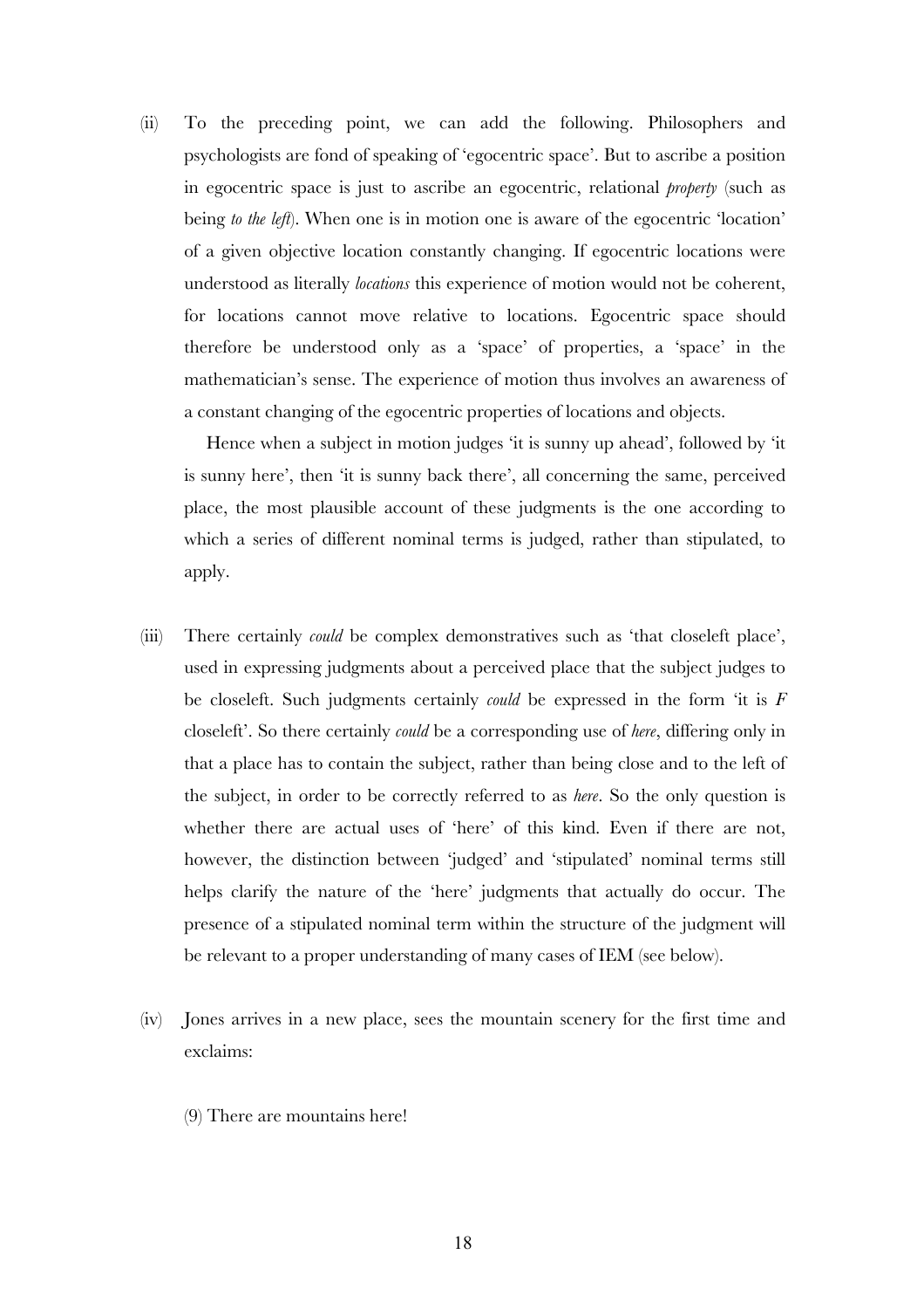(ii) To the preceding point, we can add the following. Philosophers and psychologists are fond of speaking of 'egocentric space'. But to ascribe a position in egocentric space is just to ascribe an egocentric, relational *property* (such as being *to the left*). When one is in motion one is aware of the egocentric 'location' of a given objective location constantly changing. If egocentric locations were understood as literally *locations* this experience of motion would not be coherent, for locations cannot move relative to locations. Egocentric space should therefore be understood only as a 'space' of properties, a 'space' in the mathematician's sense. The experience of motion thus involves an awareness of a constant changing of the egocentric properties of locations and objects.

 Hence when a subject in motion judges 'it is sunny up ahead', followed by 'it is sunny here', then 'it is sunny back there', all concerning the same, perceived place, the most plausible account of these judgments is the one according to which a series of different nominal terms is judged, rather than stipulated, to apply.

(iii) There certainly *could* be complex demonstratives such as 'that closeleft place', used in expressing judgments about a perceived place that the subject judges to be closeleft. Such judgments certainly *could* be expressed in the form 'it is *F* closeleft'. So there certainly *could* be a corresponding use of *here*, differing only in that a place has to contain the subject, rather than being close and to the left of the subject, in order to be correctly referred to as *here*. So the only question is whether there are actual uses of 'here' of this kind. Even if there are not, however, the distinction between 'judged' and 'stipulated' nominal terms still helps clarify the nature of the 'here' judgments that actually do occur. The presence of a stipulated nominal term within the structure of the judgment will be relevant to a proper understanding of many cases of IEM (see below).

(iv) Jones arrives in a new place, sees the mountain scenery for the first time and exclaims:

 (9) There are mountains here!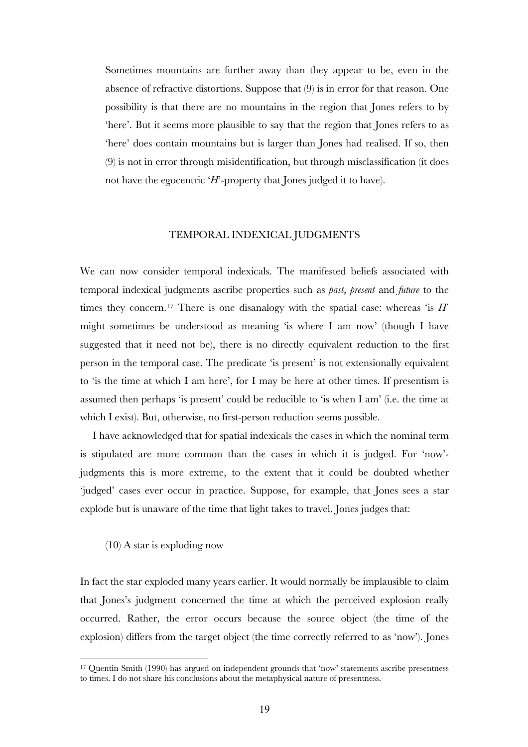Sometimes mountains are further away than they appear to be, even in the absence of refractive distortions. Suppose that (9) is in error for that reason. One possibility is that there are no mountains in the region that Jones refers to by 'here'. But it seems more plausible to say that the region that Jones refers to as 'here' does contain mountains but is larger than Jones had realised. If so, then (9) is not in error through misidentification, but through misclassification (it does not have the egocentric '*H*'-property that Jones judged it to have).

## TEMPORAL INDEXICAL JUDGMENTS

We can now consider temporal indexicals. The manifested beliefs associated with temporal indexical judgments ascribe properties such as *past*, *present* and *future* to the times they concern.[17] There is one disanalogy with the spatial case: whereas 'is *H*' might sometimes be understood as meaning 'is where I am now' (though I have suggested that it need not be), there is no directly equivalent reduction to the first person in the temporal case. The predicate 'is present' is not extensionally equivalent to 'is the time at which I am here', for I may be here at other times. If presentism is assumed then perhaps 'is present' could be reducible to 'is when I am' (i.e. the time at which I exist). But, otherwise, no first-person reduction seems possible.

I have acknowledged that for spatial indexicals the cases in which the nominal term is stipulated are more common than the cases in which it is judged. For 'now'-judgments this is more extreme, to the extent that it could be doubted whether 'judged' cases ever occur in practice. Suppose, for example, that Jones sees a star explode but is unaware of the time that light takes to travel. Jones judges that:

(10) A star is exploding now

In fact the star exploded many years earlier. It would normally be implausible to claim that Jones's judgment concerned the time at which the perceived explosion really occurred. Rather, the error occurs because the source object (the time of the explosion) differs from the target object (the time correctly referred to as 'now'). Jones

[17] Quentin Smith (1990) has argued on independent grounds that 'now' statements ascribe presentness to times. I do not share his conclusions about the metaphysical nature of presentness.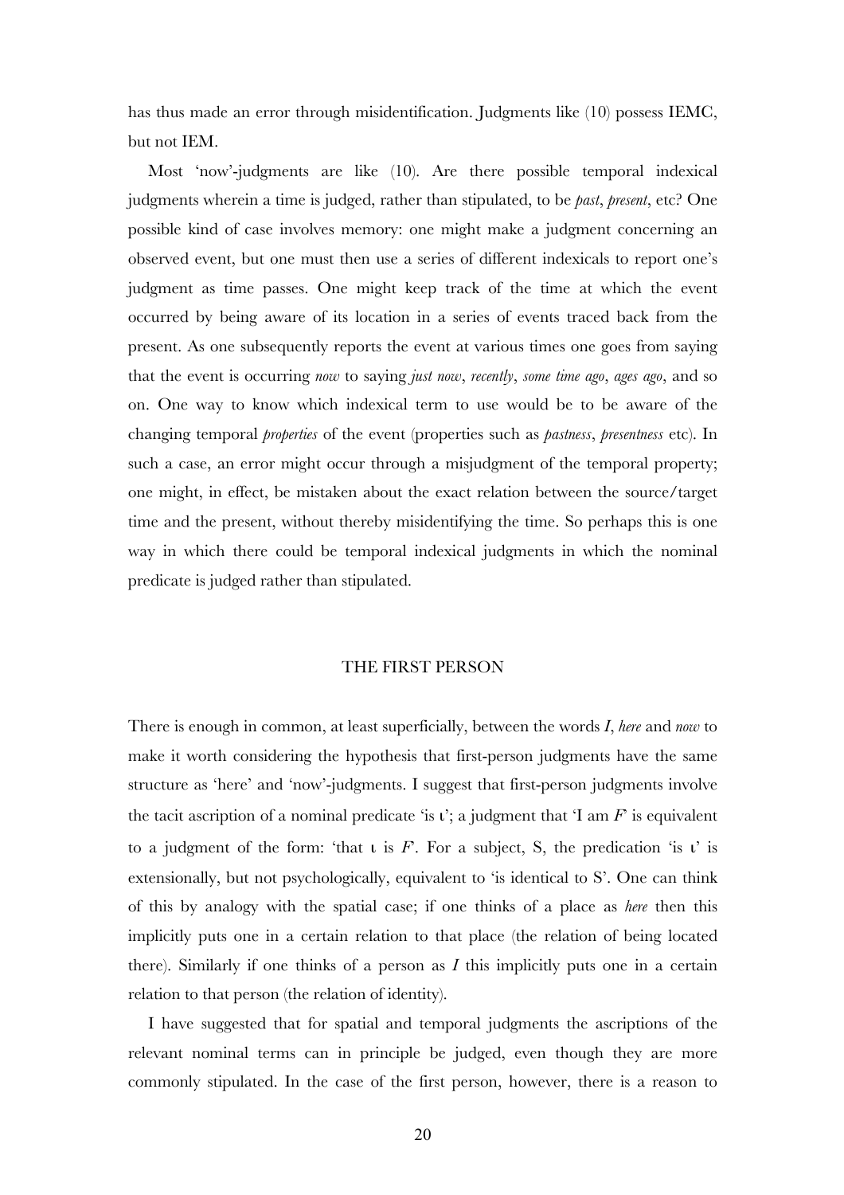has thus made an error through misidentification. Judgments like (10) possess IEMC, but not IEM.

Most 'now'-judgments are like (10). Are there possible temporal indexical judgments wherein a time is judged, rather than stipulated, to be *past*, *present*, etc? One possible kind of case involves memory: one might make a judgment concerning an observed event, but one must then use a series of different indexicals to report one's judgment as time passes. One might keep track of the time at which the event occurred by being aware of its location in a series of events traced back from the present. As one subsequently reports the event at various times one goes from saying that the event is occurring *now* to saying *just now*, *recently*, *some time ago*, *ages ago*, and so on. One way to know which indexical term to use would be to be aware of the changing temporal *properties* of the event (properties such as *pastness*, *presentness* etc). In such a case, an error might occur through a misjudgment of the temporal property; one might, in effect, be mistaken about the exact relation between the source/target time and the present, without thereby misidentifying the time. So perhaps this is one way in which there could be temporal indexical judgments in which the nominal predicate is judged rather than stipulated.

## THE FIRST PERSON

There is enough in common, at least superficially, between the words *I*, *here* and *now* to make it worth considering the hypothesis that first-person judgments have the same structure as 'here' and 'now'-judgments. I suggest that first-person judgments involve the tacit ascription of a nominal predicate 'is ι'; a judgment that 'I am *F*' is equivalent to a judgment of the form: 'that ι is *F*'. For a subject, S, the predication 'is ι' is extensionally, but not psychologically, equivalent to 'is identical to S'. One can think of this by analogy with the spatial case; if one thinks of a place as *here* then this implicitly puts one in a certain relation to that place (the relation of being located there). Similarly if one thinks of a person as *I* this implicitly puts one in a certain relation to that person (the relation of identity).

I have suggested that for spatial and temporal judgments the ascriptions of the relevant nominal terms can in principle be judged, even though they are more commonly stipulated. In the case of the first person, however, there is a reason to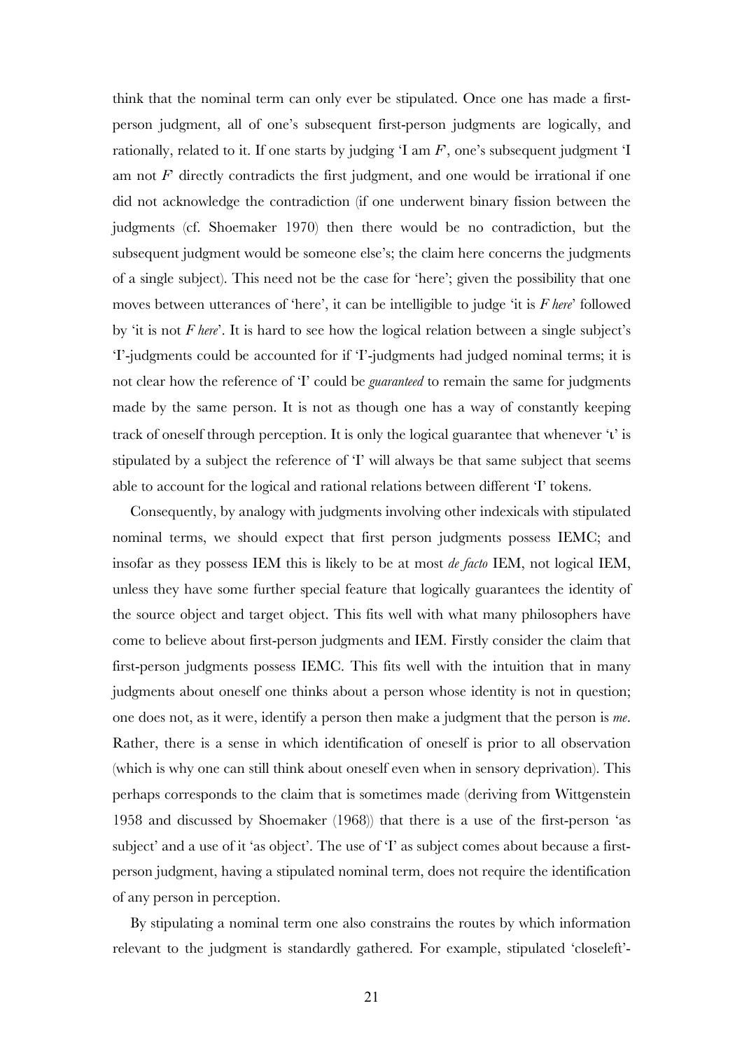think that the nominal term can only ever be stipulated. Once one has made a first-person judgment, all of one's subsequent first-person judgments are logically, and rationally, related to it. If one starts by judging 'I am *F*', one's subsequent judgment 'I am not *F*' directly contradicts the first judgment, and one would be irrational if one did not acknowledge the contradiction (if one underwent binary fission between the judgments (cf. Shoemaker 1970) then there would be no contradiction, but the subsequent judgment would be someone else's; the claim here concerns the judgments of a single subject). This need not be the case for 'here'; given the possibility that one moves between utterances of 'here', it can be intelligible to judge 'it is *F here*' followed by 'it is not *F here*'. It is hard to see how the logical relation between a single subject's 'I'-judgments could be accounted for if 'I'-judgments had judged nominal terms; it is not clear how the reference of 'I' could be *guaranteed* to remain the same for judgments made by the same person. It is not as though one has a way of constantly keeping track of oneself through perception. It is only the logical guarantee that whenever 'ι' is stipulated by a subject the reference of 'I' will always be that same subject that seems able to account for the logical and rational relations between different 'I' tokens.

Consequently, by analogy with judgments involving other indexicals with stipulated nominal terms, we should expect that first person judgments possess IEMC; and insofar as they possess IEM this is likely to be at most *de facto* IEM, not logical IEM, unless they have some further special feature that logically guarantees the identity of the source object and target object. This fits well with what many philosophers have come to believe about first-person judgments and IEM. Firstly consider the claim that first-person judgments possess IEMC. This fits well with the intuition that in many judgments about oneself one thinks about a person whose identity is not in question; one does not, as it were, identify a person then make a judgment that the person is *me*. Rather, there is a sense in which identification of oneself is prior to all observation (which is why one can still think about oneself even when in sensory deprivation). This perhaps corresponds to the claim that is sometimes made (deriving from Wittgenstein 1958 and discussed by Shoemaker (1968)) that there is a use of the first-person 'as subject' and a use of it 'as object'. The use of 'I' as subject comes about because a first-person judgment, having a stipulated nominal term, does not require the identification of any person in perception.

By stipulating a nominal term one also constrains the routes by which information relevant to the judgment is standardly gathered. For example, stipulated 'closeleft'-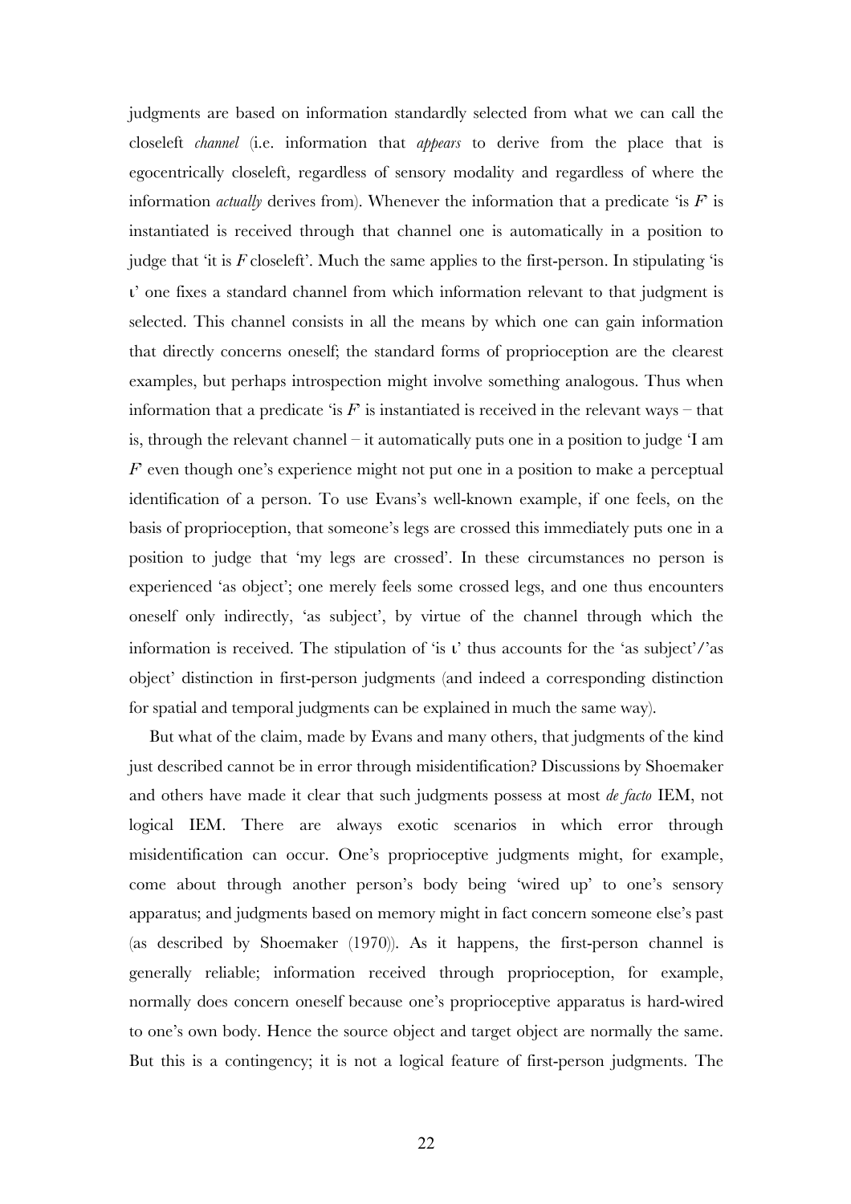judgments are based on information standardly selected from what we can call the closeleft *channel* (i.e. information that *appears* to derive from the place that is egocentrically closeleft, regardless of sensory modality and regardless of where the information *actually* derives from). Whenever the information that a predicate 'is *F*' is instantiated is received through that channel one is automatically in a position to judge that 'it is *F* closeleft'. Much the same applies to the first-person. In stipulating 'is ι' one fixes a standard channel from which information relevant to that judgment is selected. This channel consists in all the means by which one can gain information that directly concerns oneself; the standard forms of proprioception are the clearest examples, but perhaps introspection might involve something analogous. Thus when information that a predicate 'is *F*' is instantiated is received in the relevant ways – that is, through the relevant channel – it automatically puts one in a position to judge 'I am *F*' even though one's experience might not put one in a position to make a perceptual identification of a person. To use Evans's well-known example, if one feels, on the basis of proprioception, that someone's legs are crossed this immediately puts one in a position to judge that 'my legs are crossed'. In these circumstances no person is experienced 'as object'; one merely feels some crossed legs, and one thus encounters oneself only indirectly, 'as subject', by virtue of the channel through which the information is received. The stipulation of 'is ι' thus accounts for the 'as subject'/'as object' distinction in first-person judgments (and indeed a corresponding distinction for spatial and temporal judgments can be explained in much the same way).

But what of the claim, made by Evans and many others, that judgments of the kind just described cannot be in error through misidentification? Discussions by Shoemaker and others have made it clear that such judgments possess at most *de facto* IEM, not logical IEM. There are always exotic scenarios in which error through misidentification can occur. One's proprioceptive judgments might, for example, come about through another person's body being 'wired up' to one's sensory apparatus; and judgments based on memory might in fact concern someone else's past (as described by Shoemaker (1970)). As it happens, the first-person channel is generally reliable; information received through proprioception, for example, normally does concern oneself because one's proprioceptive apparatus is hard-wired to one's own body. Hence the source object and target object are normally the same. But this is a contingency; it is not a logical feature of first-person judgments. The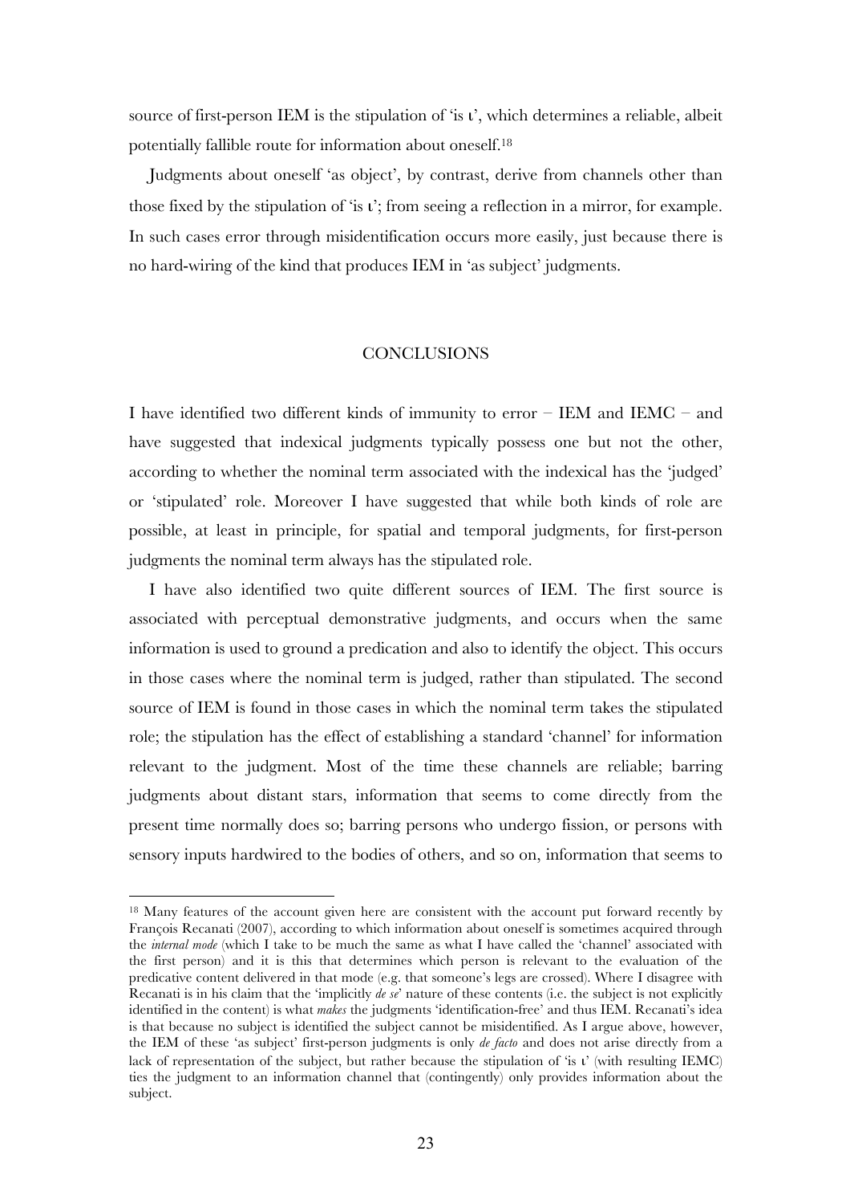source of first-person IEM is the stipulation of 'is ι', which determines a reliable, albeit potentially fallible route for information about oneself.[18]

Judgments about oneself 'as object', by contrast, derive from channels other than those fixed by the stipulation of 'is ι'; from seeing a reflection in a mirror, for example. In such cases error through misidentification occurs more easily, just because there is no hard-wiring of the kind that produces IEM in 'as subject' judgments.

## CONCLUSIONS

I have identified two different kinds of immunity to error – IEM and IEMC – and have suggested that indexical judgments typically possess one but not the other, according to whether the nominal term associated with the indexical has the 'judged' or 'stipulated' role. Moreover I have suggested that while both kinds of role are possible, at least in principle, for spatial and temporal judgments, for first-person judgments the nominal term always has the stipulated role.

I have also identified two quite different sources of IEM. The first source is associated with perceptual demonstrative judgments, and occurs when the same information is used to ground a predication and also to identify the object. This occurs in those cases where the nominal term is judged, rather than stipulated. The second source of IEM is found in those cases in which the nominal term takes the stipulated role; the stipulation has the effect of establishing a standard 'channel' for information relevant to the judgment. Most of the time these channels are reliable; barring judgments about distant stars, information that seems to come directly from the present time normally does so; barring persons who undergo fission, or persons with sensory inputs hardwired to the bodies of others, and so on, information that seems to

---

[18] Many features of the account given here are consistent with the account put forward recently by François Recanati (2007), according to which information about oneself is sometimes acquired through the *internal mode* (which I take to be much the same as what I have called the 'channel' associated with the first person) and it is this that determines which person is relevant to the evaluation of the predicative content delivered in that mode (e.g. that someone's legs are crossed). Where I disagree with Recanati is in his claim that the 'implicitly *de se*' nature of these contents (i.e. the subject is not explicitly identified in the content) is what *makes* the judgments 'identification-free' and thus IEM. Recanati's idea is that because no subject is identified the subject cannot be misidentified. As I argue above, however, the IEM of these 'as subject' first-person judgments is only *de facto* and does not arise directly from a lack of representation of the subject, but rather because the stipulation of 'is ι' (with resulting IEMC) ties the judgment to an information channel that (contingently) only provides information about the subject.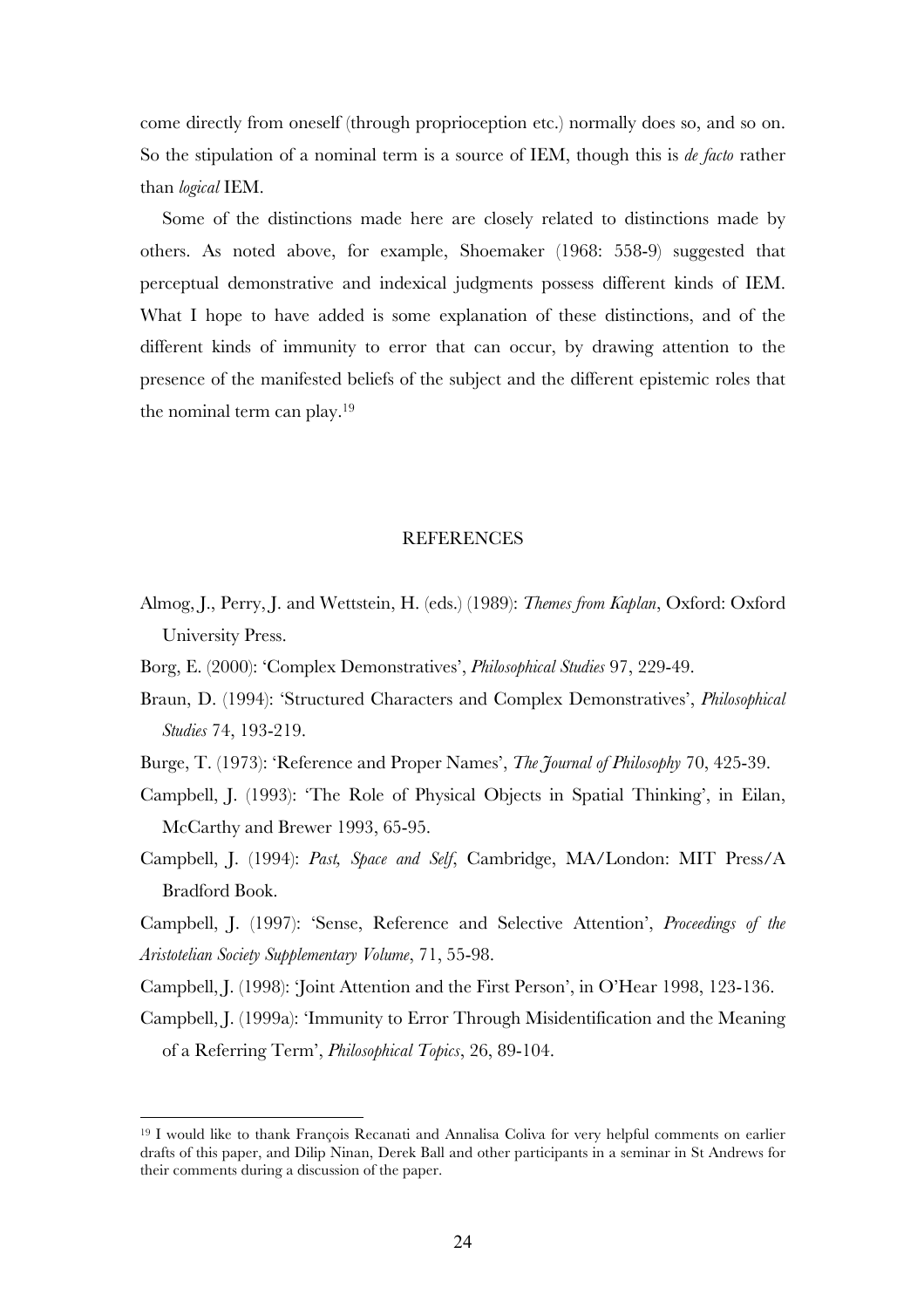come directly from oneself (through proprioception etc.) normally does so, and so on. So the stipulation of a nominal term is a source of IEM, though this is *de facto* rather than *logical* IEM.

Some of the distinctions made here are closely related to distinctions made by others. As noted above, for example, Shoemaker (1968: 558-9) suggested that perceptual demonstrative and indexical judgments possess different kinds of IEM. What I hope to have added is some explanation of these distinctions, and of the different kinds of immunity to error that can occur, by drawing attention to the presence of the manifested beliefs of the subject and the different epistemic roles that the nominal term can play.[19]

## REFERENCES

Almog, J., Perry, J. and Wettstein, H. (eds.) (1989): *Themes from Kaplan*, Oxford: Oxford University Press.

Borg, E. (2000): 'Complex Demonstratives', *Philosophical Studies* 97, 229-49.

Braun, D. (1994): 'Structured Characters and Complex Demonstratives', *Philosophical Studies* 74, 193-219.

Burge, T. (1973): 'Reference and Proper Names', *The Journal of Philosophy* 70, 425-39.

Campbell, J. (1993): 'The Role of Physical Objects in Spatial Thinking', in Eilan, McCarthy and Brewer 1993, 65-95.

Campbell, J. (1994): *Past, Space and Self*, Cambridge, MA/London: MIT Press/A Bradford Book.

Campbell, J. (1997): 'Sense, Reference and Selective Attention', *Proceedings of the Aristotelian Society Supplementary Volume*, 71, 55-98.

Campbell, J. (1998): 'Joint Attention and the First Person', in O'Hear 1998, 123-136.

Campbell, J. (1999a): 'Immunity to Error Through Misidentification and the Meaning of a Referring Term', *Philosophical Topics*, 26, 89-104.

[19] I would like to thank François Recanati and Annalisa Coliva for very helpful comments on earlier drafts of this paper, and Dilip Ninan, Derek Ball and other participants in a seminar in St Andrews for their comments during a discussion of the paper.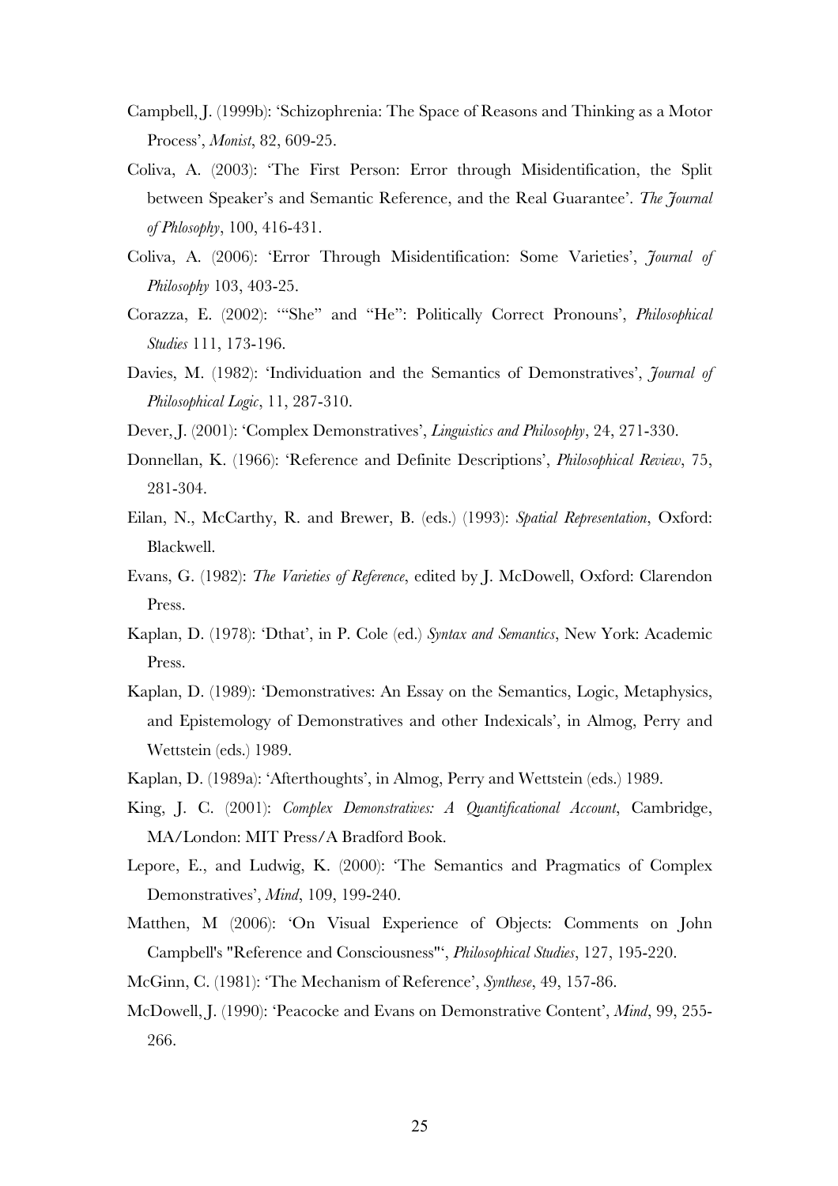Campbell, J. (1999b): 'Schizophrenia: The Space of Reasons and Thinking as a Motor Process', *Monist*, 82, 609-25.

Coliva, A. (2003): 'The First Person: Error through Misidentification, the Split between Speaker's and Semantic Reference, and the Real Guarantee'. *The Journal of Phlosophy*, 100, 416-431.

Coliva, A. (2006): 'Error Through Misidentification: Some Varieties', *Journal of Philosophy* 103, 403-25.

Corazza, E. (2002): '"She" and "He": Politically Correct Pronouns', *Philosophical Studies* 111, 173-196.

Davies, M. (1982): 'Individuation and the Semantics of Demonstratives', *Journal of Philosophical Logic*, 11, 287-310.

Dever, J. (2001): 'Complex Demonstratives', *Linguistics and Philosophy*, 24, 271-330.

Donnellan, K. (1966): 'Reference and Definite Descriptions', *Philosophical Review*, 75, 281-304.

Eilan, N., McCarthy, R. and Brewer, B. (eds.) (1993): *Spatial Representation*, Oxford: Blackwell.

Evans, G. (1982): *The Varieties of Reference*, edited by J. McDowell, Oxford: Clarendon Press.

Kaplan, D. (1978): 'Dthat', in P. Cole (ed.) *Syntax and Semantics*, New York: Academic Press.

Kaplan, D. (1989): 'Demonstratives: An Essay on the Semantics, Logic, Metaphysics, and Epistemology of Demonstratives and other Indexicals', in Almog, Perry and Wettstein (eds.) 1989.

Kaplan, D. (1989a): 'Afterthoughts', in Almog, Perry and Wettstein (eds.) 1989.

King, J. C. (2001): *Complex Demonstratives: A Quantificational Account*, Cambridge, MA/London: MIT Press/A Bradford Book.

Lepore, E., and Ludwig, K. (2000): 'The Semantics and Pragmatics of Complex Demonstratives', *Mind*, 109, 199-240.

Matthen, M (2006): 'On Visual Experience of Objects: Comments on John Campbell's "Reference and Consciousness"', *Philosophical Studies*, 127, 195-220.

McGinn, C. (1981): 'The Mechanism of Reference', *Synthese*, 49, 157-86.

McDowell, J. (1990): 'Peacocke and Evans on Demonstrative Content', *Mind*, 99, 255-266.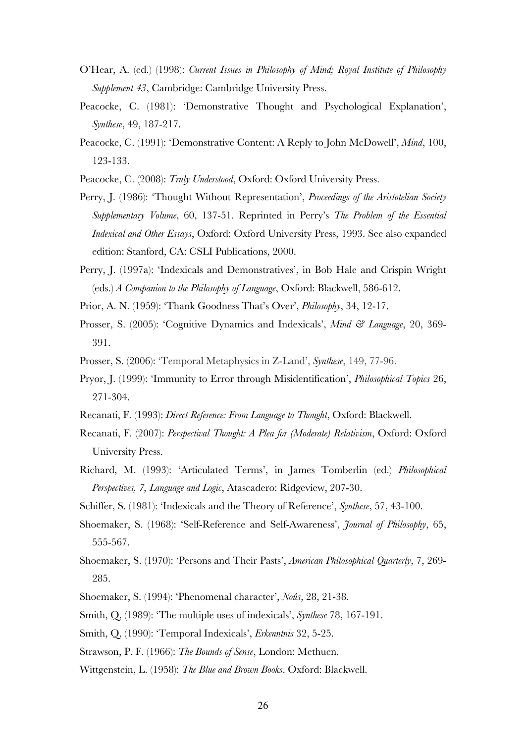O'Hear, A. (ed.) (1998): *Current Issues in Philosophy of Mind; Royal Institute of Philosophy Supplement 43*, Cambridge: Cambridge University Press.

Peacocke, C. (1981): 'Demonstrative Thought and Psychological Explanation', *Synthese*, 49, 187-217.

Peacocke, C. (1991): 'Demonstrative Content: A Reply to John McDowell', *Mind*, 100, 123-133.

Peacocke, C. (2008): *Truly Understood*, Oxford: Oxford University Press.

Perry, J. (1986): 'Thought Without Representation', *Proceedings of the Aristotelian Society Supplementary Volume*, 60, 137-51. Reprinted in Perry's *The Problem of the Essential Indexical and Other Essays*, Oxford: Oxford University Press, 1993. See also expanded edition: Stanford, CA: CSLI Publications, 2000.

Perry, J. (1997a): 'Indexicals and Demonstratives', in Bob Hale and Crispin Wright (eds.) *A Companion to the Philosophy of Language*, Oxford: Blackwell, 586-612.

Prior, A. N. (1959): 'Thank Goodness That's Over', *Philosophy*, 34, 12-17.

Prosser, S. (2005): 'Cognitive Dynamics and Indexicals', *Mind & Language*, 20, 369-391.

Prosser, S. (2006): 'Temporal Metaphysics in Z-Land', *Synthese*, 149, 77-96.

Pryor, J. (1999): 'Immunity to Error through Misidentification', *Philosophical Topics* 26, 271-304.

Recanati, F. (1993): *Direct Reference: From Language to Thought*, Oxford: Blackwell.

Recanati, F. (2007): *Perspectival Thought: A Plea for (Moderate) Relativism*, Oxford: Oxford University Press.

Richard, M. (1993): 'Articulated Terms', in James Tomberlin (ed.) *Philosophical Perspectives, 7, Language and Logic*, Atascadero: Ridgeview, 207-30.

Schiffer, S. (1981): 'Indexicals and the Theory of Reference', *Synthese*, 57, 43-100.

Shoemaker, S. (1968): 'Self-Reference and Self-Awareness', *Journal of Philosophy*, 65, 555-567.

Shoemaker, S. (1970): 'Persons and Their Pasts', *American Philosophical Quarterly*, 7, 269-285.

Shoemaker, S. (1994): 'Phenomenal character', *Noûs*, 28, 21-38.

Smith, Q. (1989): 'The multiple uses of indexicals', *Synthese* 78, 167-191.

Smith, Q. (1990): 'Temporal Indexicals', *Erkenntnis* 32, 5-25.

Strawson, P. F. (1966): *The Bounds of Sense*, London: Methuen.

Wittgenstein, L. (1958): *The Blue and Brown Books*. Oxford: Blackwell.